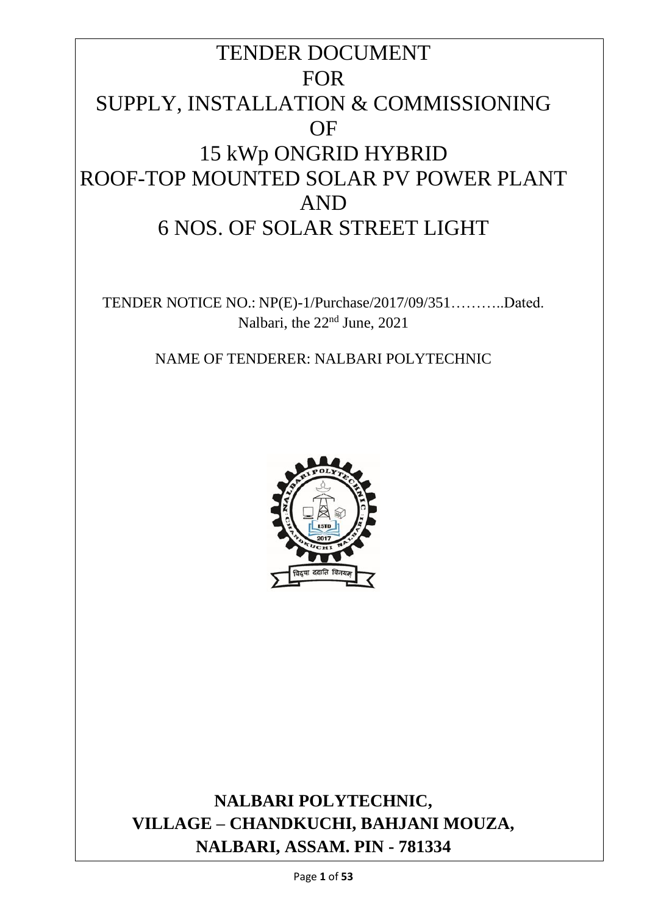# TENDER DOCUMENT
# FOR
# SUPPLY, INSTALLATION & COMMISSIONING
# OF
# 15 kWp ONGRID HYBRID
# ROOF-TOP MOUNTED SOLAR PV POWER PLANT
# AND
# 6 NOS. OF SOLAR STREET LIGHT

TENDER NOTICE NO.: NP(E)-1/Purchase/2017/09/351………..Dated.
Nalbari, the 22nd June, 2021

NAME OF TENDERER: NALBARI POLYTECHNIC

**NALBARI POLYTECHNIC,**
**VILLAGE – CHANDKUCHI, BAHJANI MOUZA,**
**NALBARI, ASSAM. PIN - 781334**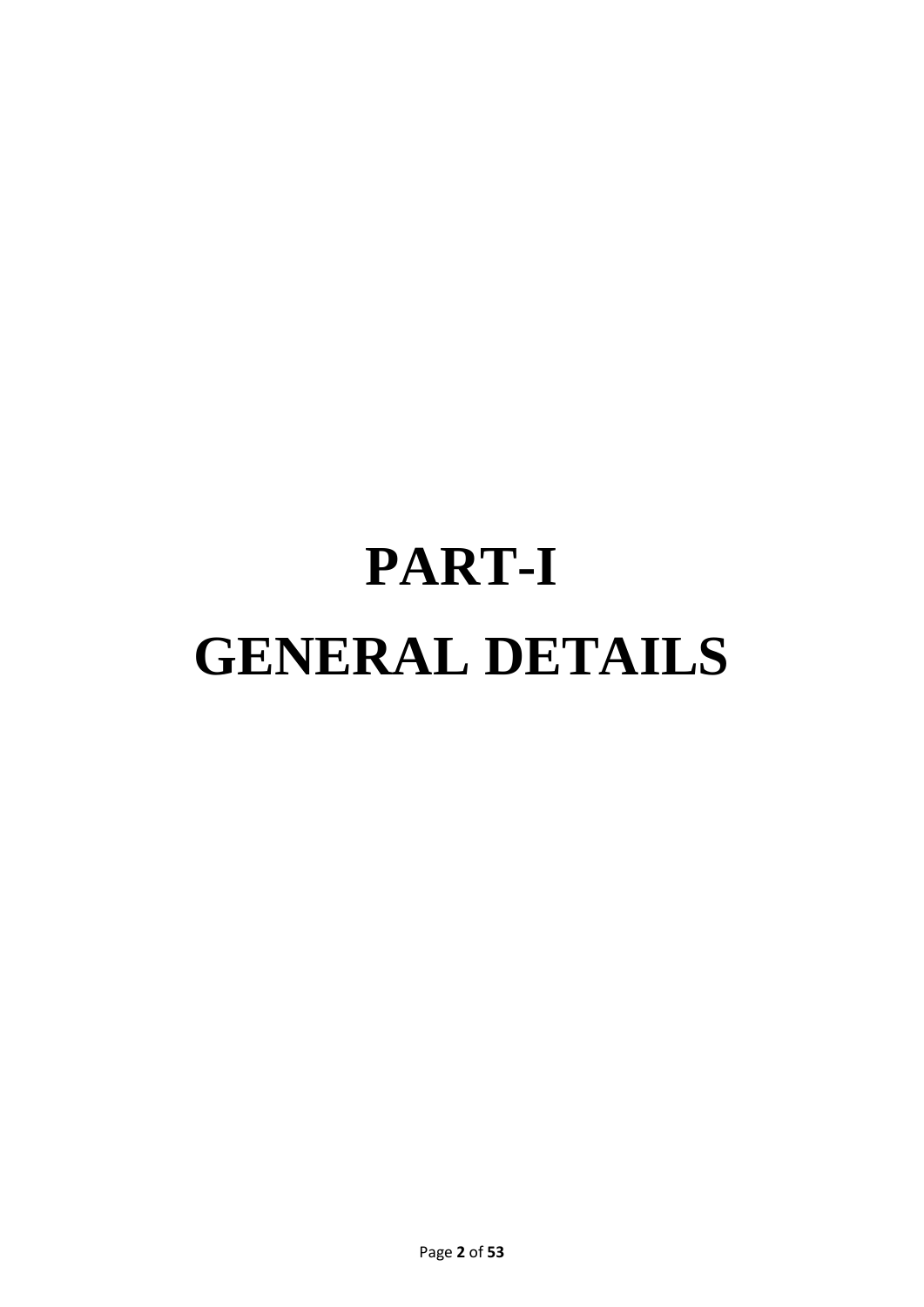# PART-I

# GENERAL DETAILS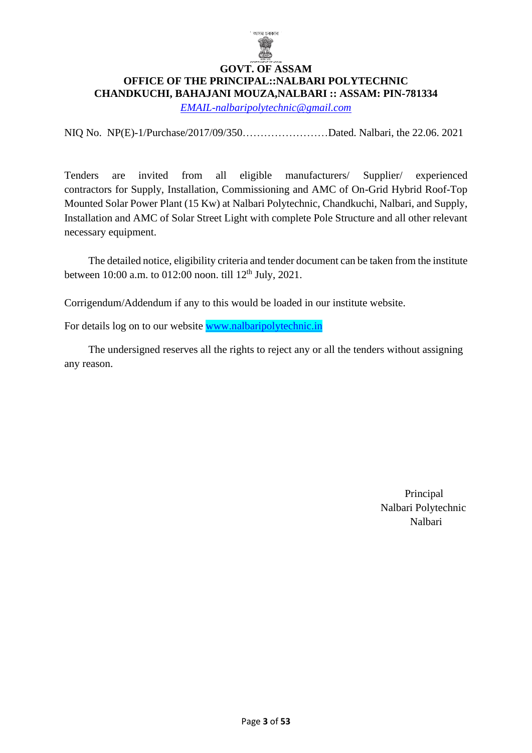**GOVT. OF ASSAM**
**OFFICE OF THE PRINCIPAL::NALBARI POLYTECHNIC**
**CHANDKUCHI, BAHAJANI MOUZA,NALBARI :: ASSAM: PIN-781334**

*EMAIL-nalbaripolytechnic@gmail.com*

NIQ No. NP(E)-1/Purchase/2017/09/350……………………Dated. Nalbari, the 22.06. 2021

Tenders are invited from all eligible manufacturers/ Supplier/ experienced contractors for Supply, Installation, Commissioning and AMC of On-Grid Hybrid Roof-Top Mounted Solar Power Plant (15 Kw) at Nalbari Polytechnic, Chandkuchi, Nalbari, and Supply, Installation and AMC of Solar Street Light with complete Pole Structure and all other relevant necessary equipment.

The detailed notice, eligibility criteria and tender document can be taken from the institute between 10:00 a.m. to 012:00 noon. till 12th July, 2021.

Corrigendum/Addendum if any to this would be loaded in our institute website.

For details log on to our website www.nalbaripolytechnic.in

The undersigned reserves all the rights to reject any or all the tenders without assigning any reason.

Principal
Nalbari Polytechnic
Nalbari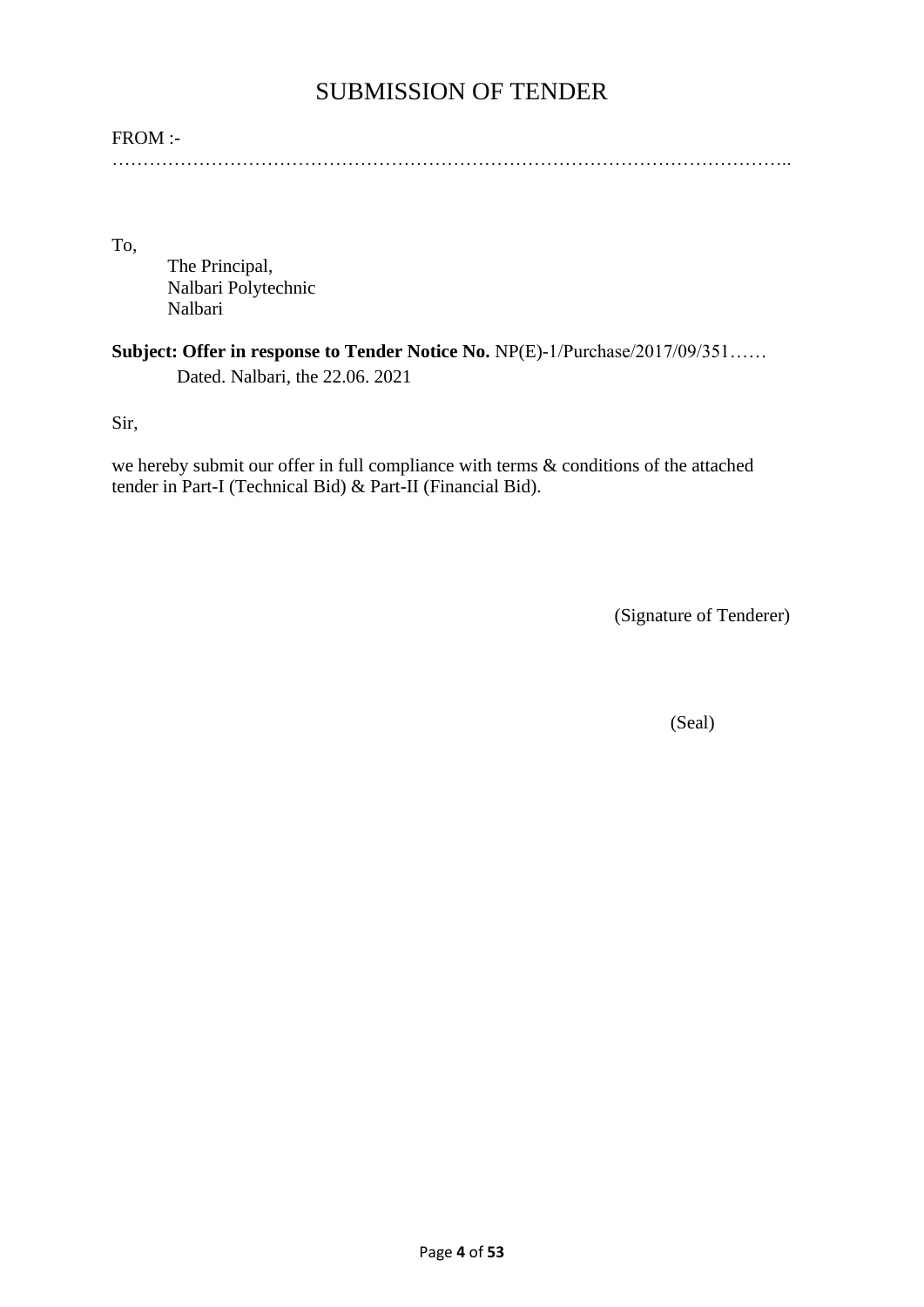# SUBMISSION OF TENDER

FROM :-

…………………………………………………………………………………………………..

To,

The Principal,
Nalbari Polytechnic
Nalbari

**Subject: Offer in response to Tender Notice No.** NP(E)-1/Purchase/2017/09/351……
Dated. Nalbari, the 22.06. 2021

Sir,

we hereby submit our offer in full compliance with terms & conditions of the attached tender in Part-I (Technical Bid) & Part-II (Financial Bid).

(Signature of Tenderer)

(Seal)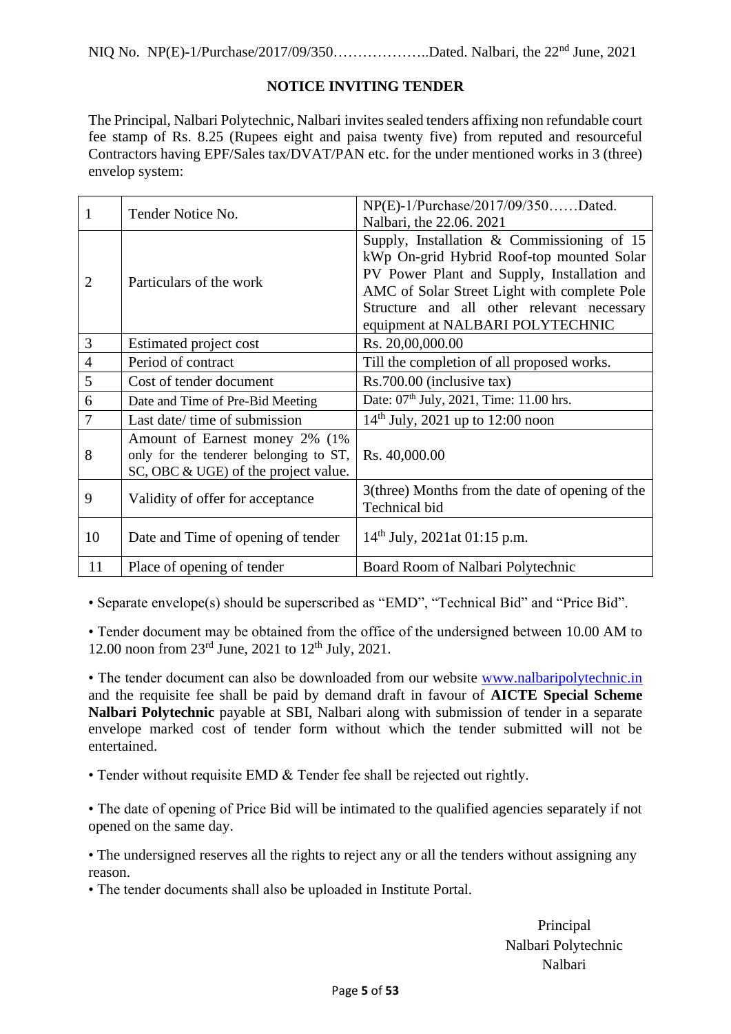NIQ No. NP(E)-1/Purchase/2017/09/350………………..Dated. Nalbari, the 22nd June, 2021

## NOTICE INVITING TENDER

The Principal, Nalbari Polytechnic, Nalbari invites sealed tenders affixing non refundable court fee stamp of Rs. 8.25 (Rupees eight and paisa twenty five) from reputed and resourceful Contractors having EPF/Sales tax/DVAT/PAN etc. for the under mentioned works in 3 (three) envelop system:

| | | |
|---|---|---|
| 1 | Tender Notice No. | NP(E)-1/Purchase/2017/09/350……Dated. Nalbari, the 22.06. 2021 |
| 2 | Particulars of the work | Supply, Installation & Commissioning of 15 kWp On-grid Hybrid Roof-top mounted Solar PV Power Plant and Supply, Installation and AMC of Solar Street Light with complete Pole Structure and all other relevant necessary equipment at NALBARI POLYTECHNIC |
| 3 | Estimated project cost | Rs. 20,00,000.00 |
| 4 | Period of contract | Till the completion of all proposed works. |
| 5 | Cost of tender document | Rs.700.00 (inclusive tax) |
| 6 | Date and Time of Pre-Bid Meeting | Date: 07th July, 2021, Time: 11.00 hrs. |
| 7 | Last date/ time of submission | 14th July, 2021 up to 12:00 noon |
| 8 | Amount of Earnest money 2% (1% only for the tenderer belonging to ST, SC, OBC & UGE) of the project value. | Rs. 40,000.00 |
| 9 | Validity of offer for acceptance | 3(three) Months from the date of opening of the Technical bid |
| 10 | Date and Time of opening of tender | 14th July, 2021at 01:15 p.m. |
| 11 | Place of opening of tender | Board Room of Nalbari Polytechnic |

- Separate envelope(s) should be superscribed as “EMD”, “Technical Bid” and “Price Bid”.
- Tender document may be obtained from the office of the undersigned between 10.00 AM to 12.00 noon from 23rd June, 2021 to 12th July, 2021.
- The tender document can also be downloaded from our website www.nalbaripolytechnic.in and the requisite fee shall be paid by demand draft in favour of **AICTE Special Scheme Nalbari Polytechnic** payable at SBI, Nalbari along with submission of tender in a separate envelope marked cost of tender form without which the tender submitted will not be entertained.
- Tender without requisite EMD & Tender fee shall be rejected out rightly.
- The date of opening of Price Bid will be intimated to the qualified agencies separately if not opened on the same day.
- The undersigned reserves all the rights to reject any or all the tenders without assigning any reason.
- The tender documents shall also be uploaded in Institute Portal.

Principal
Nalbari Polytechnic
Nalbari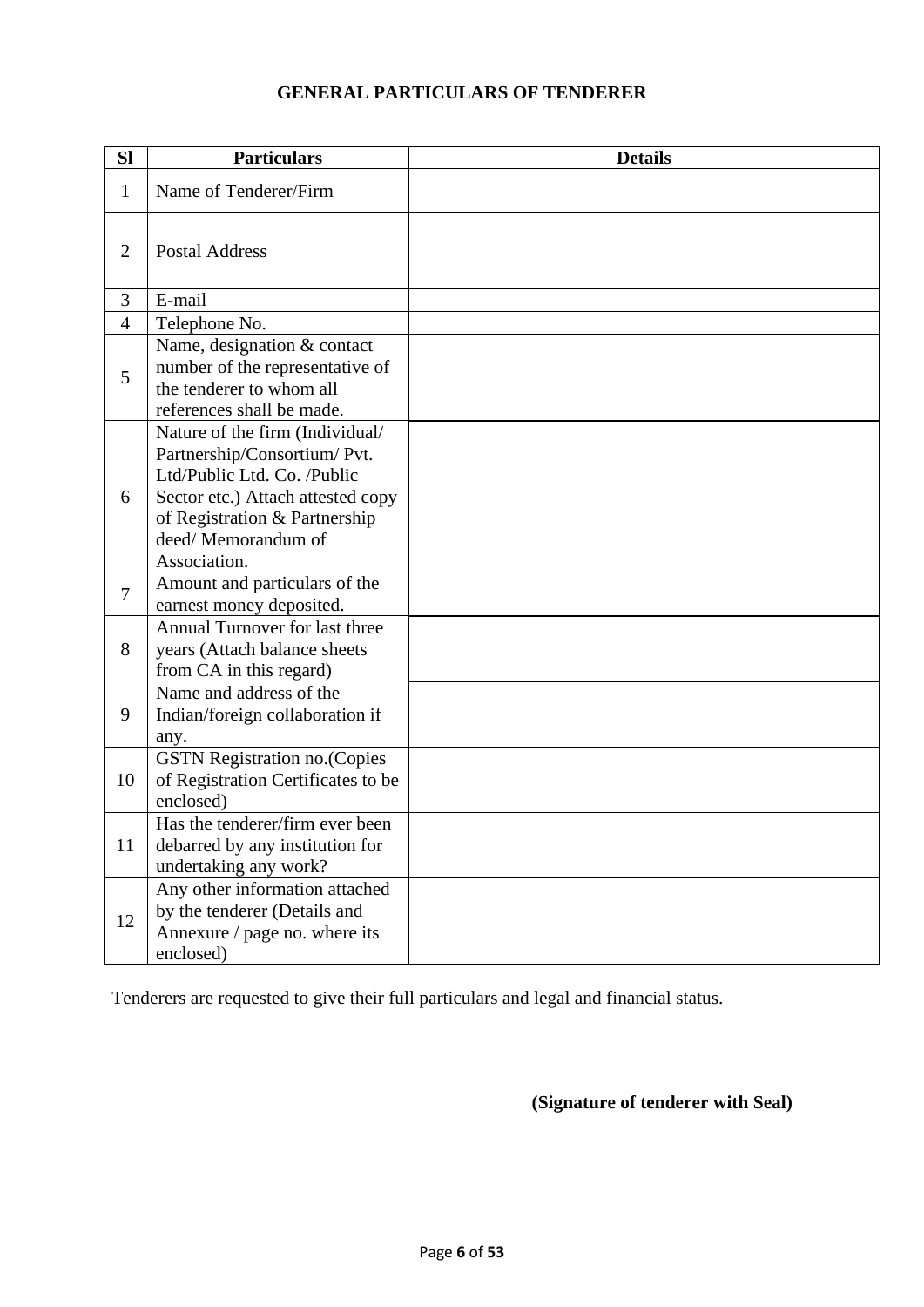## GENERAL PARTICULARS OF TENDERER

| Sl | Particulars | Details |
|---|---|---|
| 1 | Name of Tenderer/Firm | |
| 2 | Postal Address | |
| 3 | E-mail | |
| 4 | Telephone No. | |
| 5 | Name, designation & contact number of the representative of the tenderer to whom all references shall be made. | |
| 6 | Nature of the firm (Individual/ Partnership/Consortium/ Pvt. Ltd/Public Ltd. Co. /Public Sector etc.) Attach attested copy of Registration & Partnership deed/ Memorandum of Association. | |
| 7 | Amount and particulars of the earnest money deposited. | |
| 8 | Annual Turnover for last three years (Attach balance sheets from CA in this regard) | |
| 9 | Name and address of the Indian/foreign collaboration if any. | |
| 10 | GSTN Registration no.(Copies of Registration Certificates to be enclosed) | |
| 11 | Has the tenderer/firm ever been debarred by any institution for undertaking any work? | |
| 12 | Any other information attached by the tenderer (Details and Annexure / page no. where its enclosed) | |

Tenderers are requested to give their full particulars and legal and financial status.

**(Signature of tenderer with Seal)**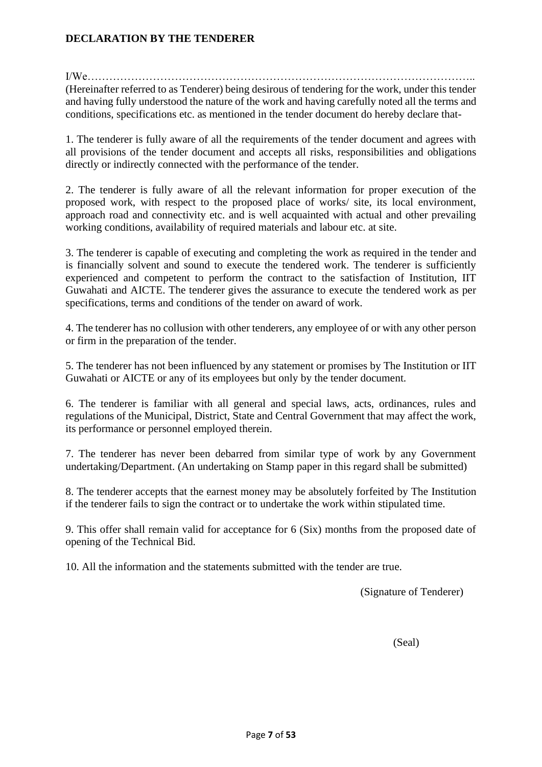**DECLARATION BY THE TENDERER**

I/We……………………………………………………………………………………………….. (Hereinafter referred to as Tenderer) being desirous of tendering for the work, under this tender and having fully understood the nature of the work and having carefully noted all the terms and conditions, specifications etc. as mentioned in the tender document do hereby declare that-

1. The tenderer is fully aware of all the requirements of the tender document and agrees with all provisions of the tender document and accepts all risks, responsibilities and obligations directly or indirectly connected with the performance of the tender.

2. The tenderer is fully aware of all the relevant information for proper execution of the proposed work, with respect to the proposed place of works/ site, its local environment, approach road and connectivity etc. and is well acquainted with actual and other prevailing working conditions, availability of required materials and labour etc. at site.

3. The tenderer is capable of executing and completing the work as required in the tender and is financially solvent and sound to execute the tendered work. The tenderer is sufficiently experienced and competent to perform the contract to the satisfaction of Institution, IIT Guwahati and AICTE. The tenderer gives the assurance to execute the tendered work as per specifications, terms and conditions of the tender on award of work.

4. The tenderer has no collusion with other tenderers, any employee of or with any other person or firm in the preparation of the tender.

5. The tenderer has not been influenced by any statement or promises by The Institution or IIT Guwahati or AICTE or any of its employees but only by the tender document.

6. The tenderer is familiar with all general and special laws, acts, ordinances, rules and regulations of the Municipal, District, State and Central Government that may affect the work, its performance or personnel employed therein.

7. The tenderer has never been debarred from similar type of work by any Government undertaking/Department. (An undertaking on Stamp paper in this regard shall be submitted)

8. The tenderer accepts that the earnest money may be absolutely forfeited by The Institution if the tenderer fails to sign the contract or to undertake the work within stipulated time.

9. This offer shall remain valid for acceptance for 6 (Six) months from the proposed date of opening of the Technical Bid.

10. All the information and the statements submitted with the tender are true.

(Signature of Tenderer)

(Seal)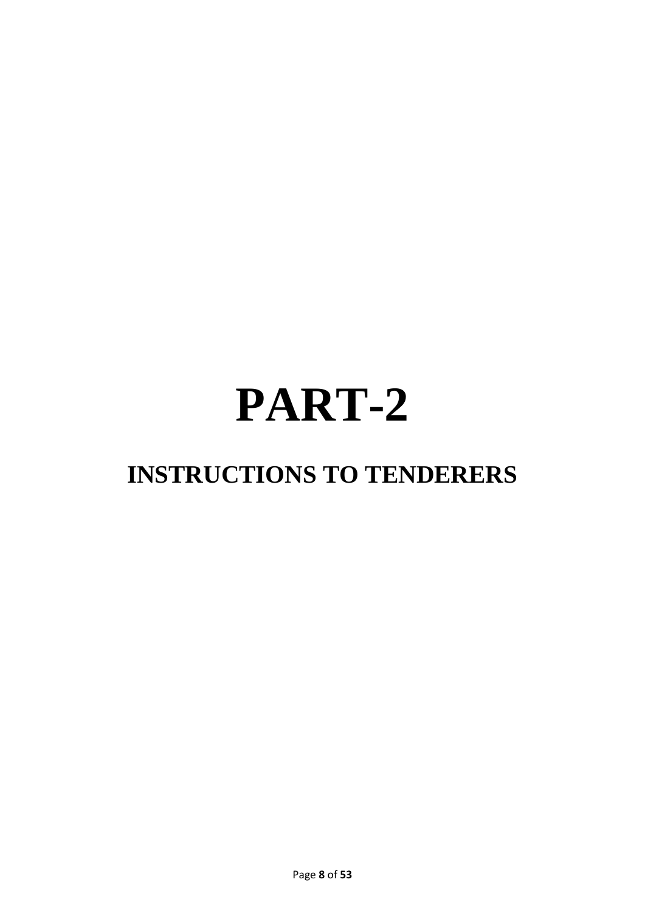# PART-2

## INSTRUCTIONS TO TENDERERS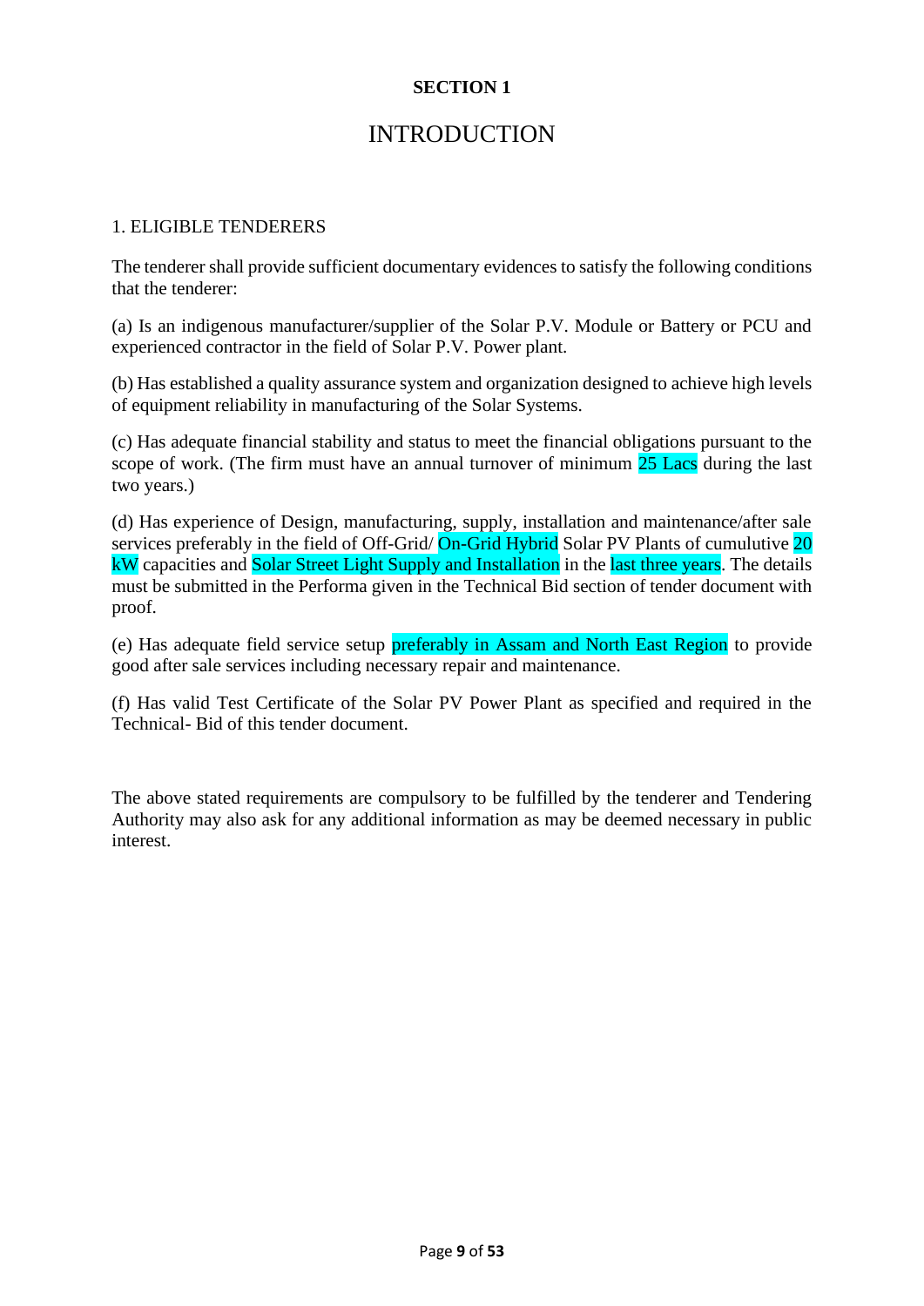**SECTION 1**

# INTRODUCTION

## 1. ELIGIBLE TENDERERS

The tenderer shall provide sufficient documentary evidences to satisfy the following conditions that the tenderer:

(a) Is an indigenous manufacturer/supplier of the Solar P.V. Module or Battery or PCU and experienced contractor in the field of Solar P.V. Power plant.

(b) Has established a quality assurance system and organization designed to achieve high levels of equipment reliability in manufacturing of the Solar Systems.

(c) Has adequate financial stability and status to meet the financial obligations pursuant to the scope of work. (The firm must have an annual turnover of minimum 25 Lacs during the last two years.)

(d) Has experience of Design, manufacturing, supply, installation and maintenance/after sale services preferably in the field of Off-Grid/ On-Grid Hybrid Solar PV Plants of cumulative 20 kW capacities and Solar Street Light Supply and Installation in the last three years. The details must be submitted in the Performa given in the Technical Bid section of tender document with proof.

(e) Has adequate field service setup preferably in Assam and North East Region to provide good after sale services including necessary repair and maintenance.

(f) Has valid Test Certificate of the Solar PV Power Plant as specified and required in the Technical- Bid of this tender document.

The above stated requirements are compulsory to be fulfilled by the tenderer and Tendering Authority may also ask for any additional information as may be deemed necessary in public interest.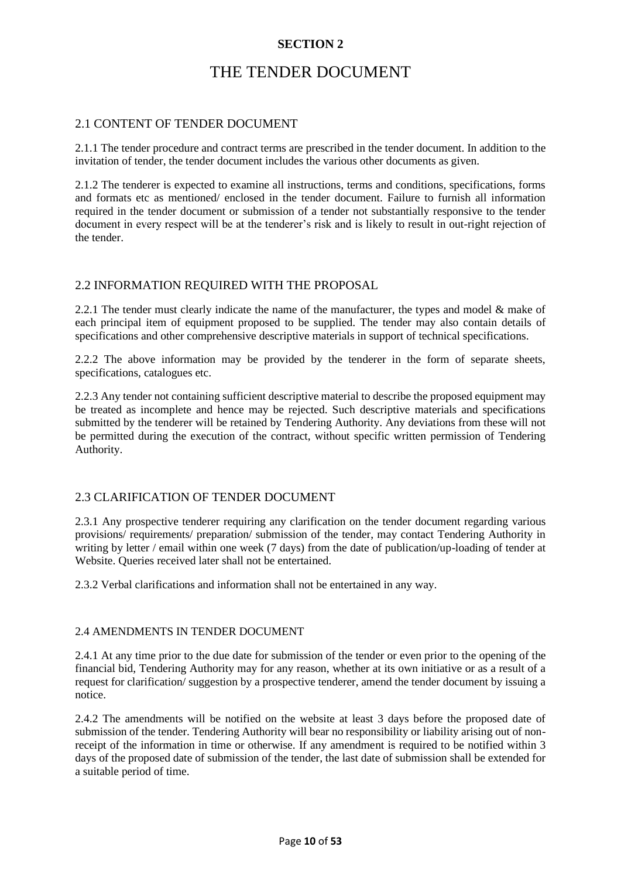**SECTION 2**

# THE TENDER DOCUMENT

## 2.1 CONTENT OF TENDER DOCUMENT

2.1.1 The tender procedure and contract terms are prescribed in the tender document. In addition to the invitation of tender, the tender document includes the various other documents as given.

2.1.2 The tenderer is expected to examine all instructions, terms and conditions, specifications, forms and formats etc as mentioned/ enclosed in the tender document. Failure to furnish all information required in the tender document or submission of a tender not substantially responsive to the tender document in every respect will be at the tenderer's risk and is likely to result in out-right rejection of the tender.

## 2.2 INFORMATION REQUIRED WITH THE PROPOSAL

2.2.1 The tender must clearly indicate the name of the manufacturer, the types and model & make of each principal item of equipment proposed to be supplied. The tender may also contain details of specifications and other comprehensive descriptive materials in support of technical specifications.

2.2.2 The above information may be provided by the tenderer in the form of separate sheets, specifications, catalogues etc.

2.2.3 Any tender not containing sufficient descriptive material to describe the proposed equipment may be treated as incomplete and hence may be rejected. Such descriptive materials and specifications submitted by the tenderer will be retained by Tendering Authority. Any deviations from these will not be permitted during the execution of the contract, without specific written permission of Tendering Authority.

## 2.3 CLARIFICATION OF TENDER DOCUMENT

2.3.1 Any prospective tenderer requiring any clarification on the tender document regarding various provisions/ requirements/ preparation/ submission of the tender, may contact Tendering Authority in writing by letter / email within one week (7 days) from the date of publication/up-loading of tender at Website. Queries received later shall not be entertained.

2.3.2 Verbal clarifications and information shall not be entertained in any way.

## 2.4 AMENDMENTS IN TENDER DOCUMENT

2.4.1 At any time prior to the due date for submission of the tender or even prior to the opening of the financial bid, Tendering Authority may for any reason, whether at its own initiative or as a result of a request for clarification/ suggestion by a prospective tenderer, amend the tender document by issuing a notice.

2.4.2 The amendments will be notified on the website at least 3 days before the proposed date of submission of the tender. Tendering Authority will bear no responsibility or liability arising out of non-receipt of the information in time or otherwise. If any amendment is required to be notified within 3 days of the proposed date of submission of the tender, the last date of submission shall be extended for a suitable period of time.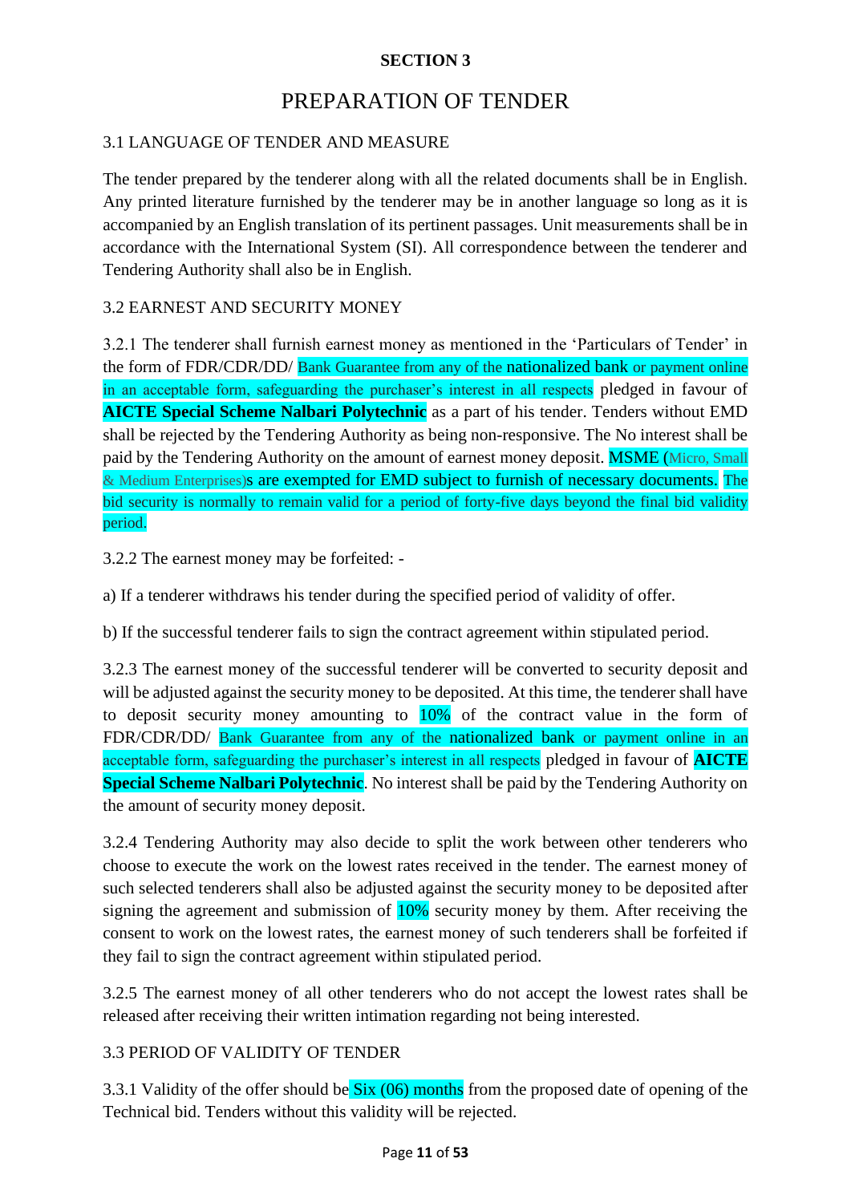**SECTION 3**

# PREPARATION OF TENDER

## 3.1 LANGUAGE OF TENDER AND MEASURE

The tender prepared by the tenderer along with all the related documents shall be in English. Any printed literature furnished by the tenderer may be in another language so long as it is accompanied by an English translation of its pertinent passages. Unit measurements shall be in accordance with the International System (SI). All correspondence between the tenderer and Tendering Authority shall also be in English.

## 3.2 EARNEST AND SECURITY MONEY

3.2.1 The tenderer shall furnish earnest money as mentioned in the 'Particulars of Tender' in the form of FDR/CDR/DD/ Bank Guarantee from any of the nationalized bank or payment online in an acceptable form, safeguarding the purchaser's interest in all respects pledged in favour of **AICTE Special Scheme Nalbari Polytechnic** as a part of his tender. Tenders without EMD shall be rejected by the Tendering Authority as being non-responsive. The No interest shall be paid by the Tendering Authority on the amount of earnest money deposit. MSME (Micro, Small & Medium Enterprises)s are exempted for EMD subject to furnish of necessary documents. The bid security is normally to remain valid for a period of forty-five days beyond the final bid validity period.

3.2.2 The earnest money may be forfeited: -

a) If a tenderer withdraws his tender during the specified period of validity of offer.

b) If the successful tenderer fails to sign the contract agreement within stipulated period.

3.2.3 The earnest money of the successful tenderer will be converted to security deposit and will be adjusted against the security money to be deposited. At this time, the tenderer shall have to deposit security money amounting to 10% of the contract value in the form of FDR/CDR/DD/ Bank Guarantee from any of the nationalized bank or payment online in an acceptable form, safeguarding the purchaser's interest in all respects pledged in favour of **AICTE Special Scheme Nalbari Polytechnic**. No interest shall be paid by the Tendering Authority on the amount of security money deposit.

3.2.4 Tendering Authority may also decide to split the work between other tenderers who choose to execute the work on the lowest rates received in the tender. The earnest money of such selected tenderers shall also be adjusted against the security money to be deposited after signing the agreement and submission of 10% security money by them. After receiving the consent to work on the lowest rates, the earnest money of such tenderers shall be forfeited if they fail to sign the contract agreement within stipulated period.

3.2.5 The earnest money of all other tenderers who do not accept the lowest rates shall be released after receiving their written intimation regarding not being interested.

## 3.3 PERIOD OF VALIDITY OF TENDER

3.3.1 Validity of the offer should be Six (06) months from the proposed date of opening of the Technical bid. Tenders without this validity will be rejected.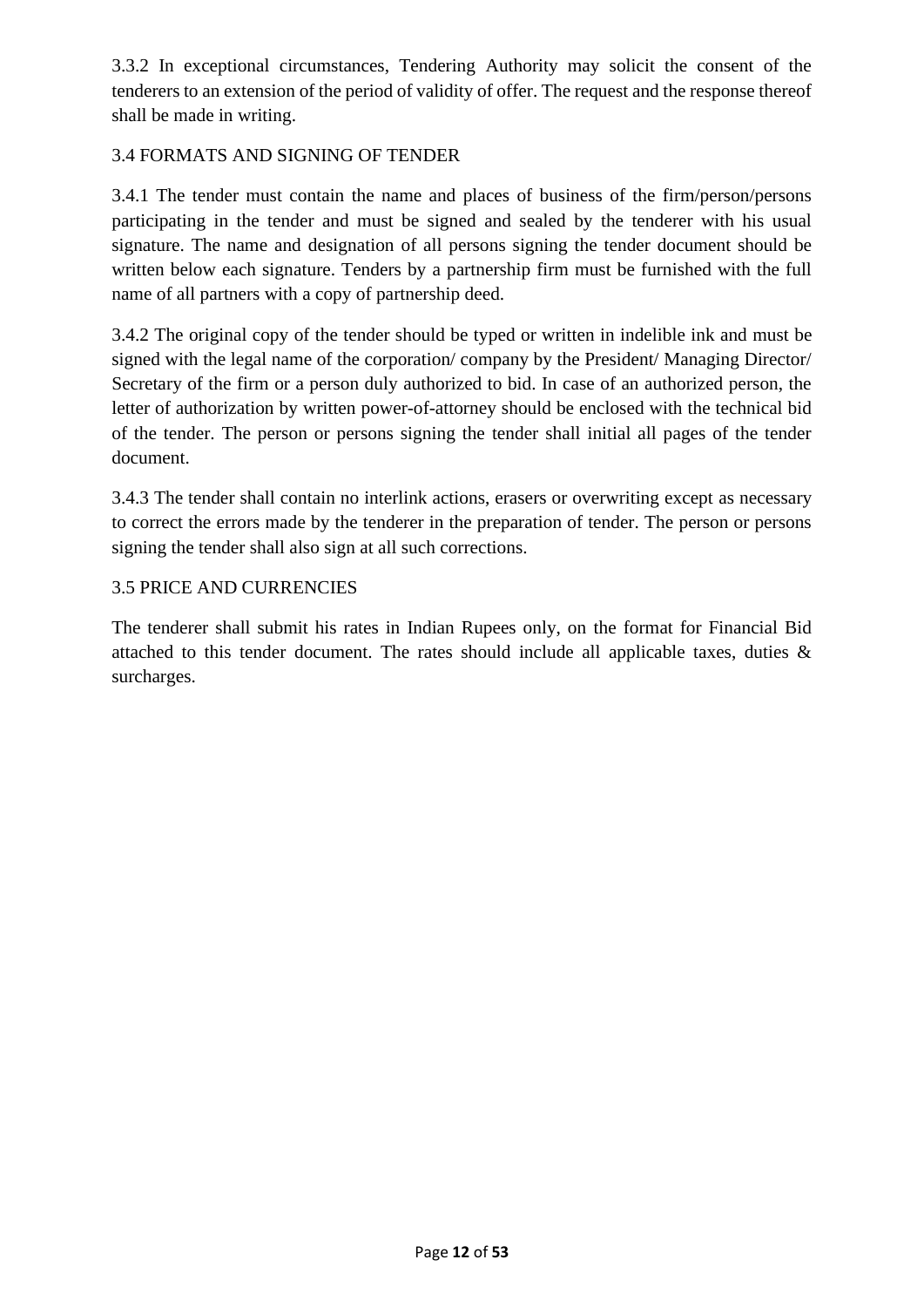3.3.2 In exceptional circumstances, Tendering Authority may solicit the consent of the tenderers to an extension of the period of validity of offer. The request and the response thereof shall be made in writing.

### 3.4 FORMATS AND SIGNING OF TENDER

3.4.1 The tender must contain the name and places of business of the firm/person/persons participating in the tender and must be signed and sealed by the tenderer with his usual signature. The name and designation of all persons signing the tender document should be written below each signature. Tenders by a partnership firm must be furnished with the full name of all partners with a copy of partnership deed.

3.4.2 The original copy of the tender should be typed or written in indelible ink and must be signed with the legal name of the corporation/ company by the President/ Managing Director/ Secretary of the firm or a person duly authorized to bid. In case of an authorized person, the letter of authorization by written power-of-attorney should be enclosed with the technical bid of the tender. The person or persons signing the tender shall initial all pages of the tender document.

3.4.3 The tender shall contain no interlink actions, erasers or overwriting except as necessary to correct the errors made by the tenderer in the preparation of tender. The person or persons signing the tender shall also sign at all such corrections.

### 3.5 PRICE AND CURRENCIES

The tenderer shall submit his rates in Indian Rupees only, on the format for Financial Bid attached to this tender document. The rates should include all applicable taxes, duties & surcharges.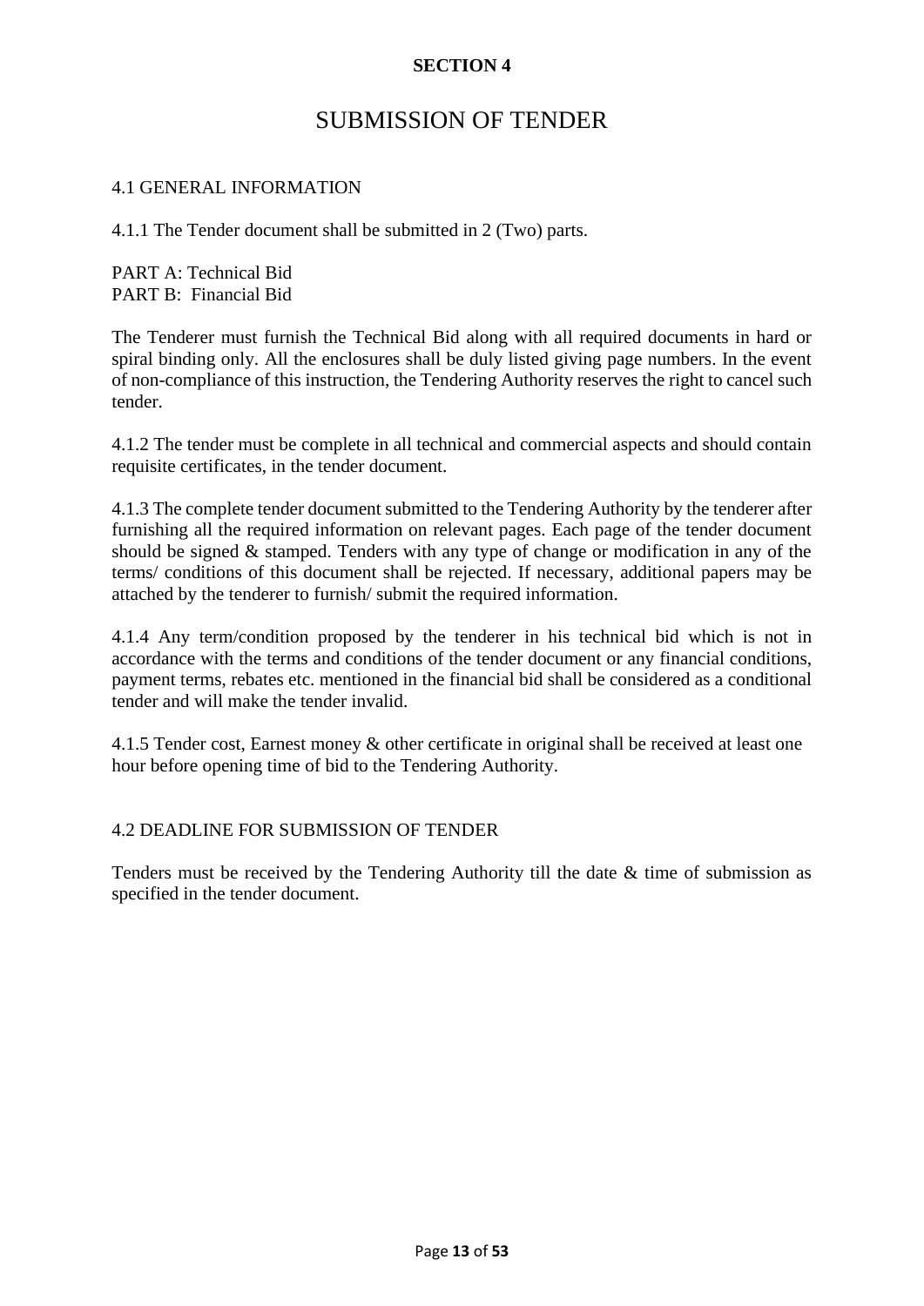**SECTION 4**

# SUBMISSION OF TENDER

## 4.1 GENERAL INFORMATION

4.1.1 The Tender document shall be submitted in 2 (Two) parts.

PART A: Technical Bid
PART B: Financial Bid

The Tenderer must furnish the Technical Bid along with all required documents in hard or spiral binding only. All the enclosures shall be duly listed giving page numbers. In the event of non-compliance of this instruction, the Tendering Authority reserves the right to cancel such tender.

4.1.2 The tender must be complete in all technical and commercial aspects and should contain requisite certificates, in the tender document.

4.1.3 The complete tender document submitted to the Tendering Authority by the tenderer after furnishing all the required information on relevant pages. Each page of the tender document should be signed & stamped. Tenders with any type of change or modification in any of the terms/ conditions of this document shall be rejected. If necessary, additional papers may be attached by the tenderer to furnish/ submit the required information.

4.1.4 Any term/condition proposed by the tenderer in his technical bid which is not in accordance with the terms and conditions of the tender document or any financial conditions, payment terms, rebates etc. mentioned in the financial bid shall be considered as a conditional tender and will make the tender invalid.

4.1.5 Tender cost, Earnest money & other certificate in original shall be received at least one hour before opening time of bid to the Tendering Authority.

## 4.2 DEADLINE FOR SUBMISSION OF TENDER

Tenders must be received by the Tendering Authority till the date & time of submission as specified in the tender document.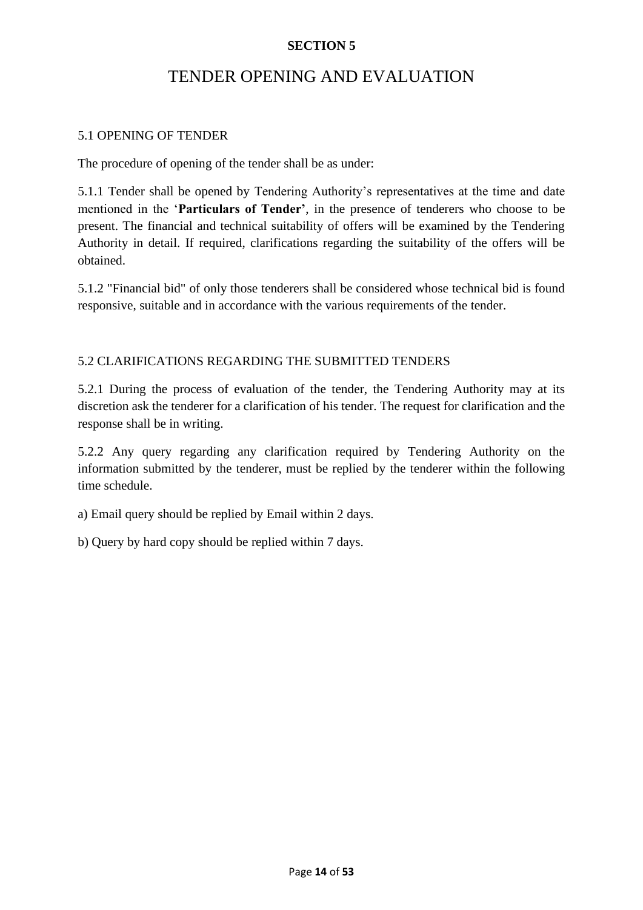**SECTION 5**

# TENDER OPENING AND EVALUATION

## 5.1 OPENING OF TENDER

The procedure of opening of the tender shall be as under:

5.1.1 Tender shall be opened by Tendering Authority's representatives at the time and date mentioned in the '**Particulars of Tender'**, in the presence of tenderers who choose to be present. The financial and technical suitability of offers will be examined by the Tendering Authority in detail. If required, clarifications regarding the suitability of the offers will be obtained.

5.1.2 "Financial bid" of only those tenderers shall be considered whose technical bid is found responsive, suitable and in accordance with the various requirements of the tender.

## 5.2 CLARIFICATIONS REGARDING THE SUBMITTED TENDERS

5.2.1 During the process of evaluation of the tender, the Tendering Authority may at its discretion ask the tenderer for a clarification of his tender. The request for clarification and the response shall be in writing.

5.2.2 Any query regarding any clarification required by Tendering Authority on the information submitted by the tenderer, must be replied by the tenderer within the following time schedule.

a) Email query should be replied by Email within 2 days.

b) Query by hard copy should be replied within 7 days.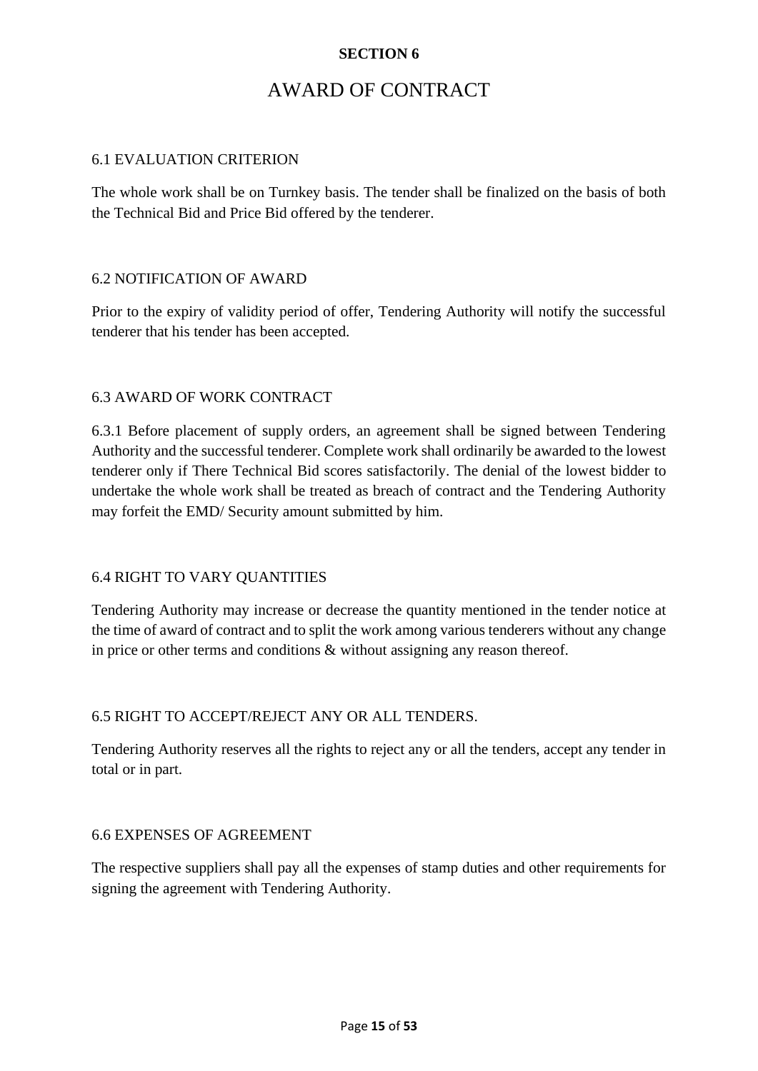**SECTION 6**

# AWARD OF CONTRACT

## 6.1 EVALUATION CRITERION

The whole work shall be on Turnkey basis. The tender shall be finalized on the basis of both the Technical Bid and Price Bid offered by the tenderer.

## 6.2 NOTIFICATION OF AWARD

Prior to the expiry of validity period of offer, Tendering Authority will notify the successful tenderer that his tender has been accepted.

## 6.3 AWARD OF WORK CONTRACT

6.3.1 Before placement of supply orders, an agreement shall be signed between Tendering Authority and the successful tenderer. Complete work shall ordinarily be awarded to the lowest tenderer only if There Technical Bid scores satisfactorily. The denial of the lowest bidder to undertake the whole work shall be treated as breach of contract and the Tendering Authority may forfeit the EMD/ Security amount submitted by him.

## 6.4 RIGHT TO VARY QUANTITIES

Tendering Authority may increase or decrease the quantity mentioned in the tender notice at the time of award of contract and to split the work among various tenderers without any change in price or other terms and conditions & without assigning any reason thereof.

## 6.5 RIGHT TO ACCEPT/REJECT ANY OR ALL TENDERS.

Tendering Authority reserves all the rights to reject any or all the tenders, accept any tender in total or in part.

## 6.6 EXPENSES OF AGREEMENT

The respective suppliers shall pay all the expenses of stamp duties and other requirements for signing the agreement with Tendering Authority.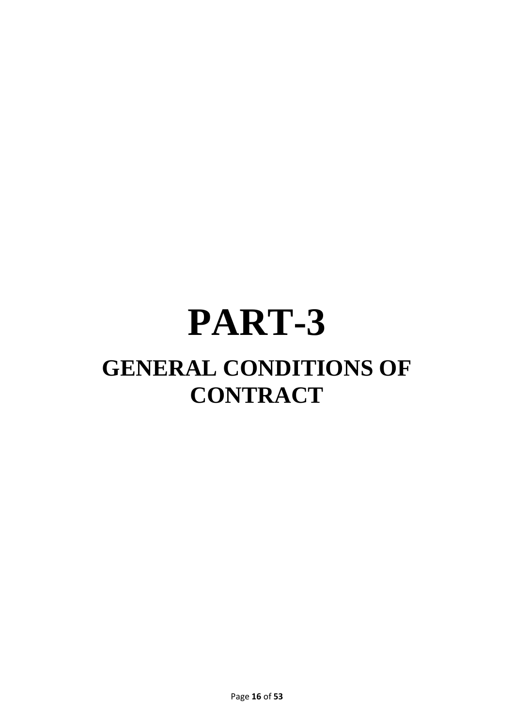# PART-3

## GENERAL CONDITIONS OF CONTRACT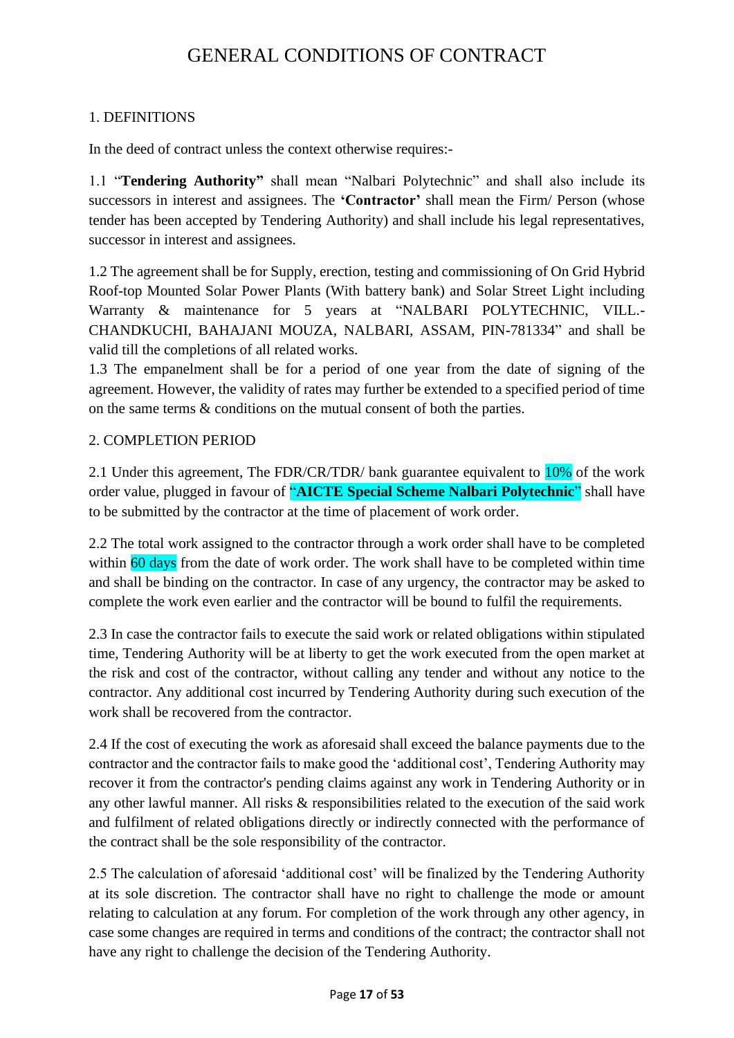# GENERAL CONDITIONS OF CONTRACT

1. DEFINITIONS

In the deed of contract unless the context otherwise requires:-

1.1 "**Tendering Authority"** shall mean "Nalbari Polytechnic" and shall also include its successors in interest and assignees. The **'Contractor'** shall mean the Firm/ Person (whose tender has been accepted by Tendering Authority) and shall include his legal representatives, successor in interest and assignees.

1.2 The agreement shall be for Supply, erection, testing and commissioning of On Grid Hybrid Roof-top Mounted Solar Power Plants (With battery bank) and Solar Street Light including Warranty & maintenance for 5 years at "NALBARI POLYTECHNIC, VILL.-CHANDKUCHI, BAHAJANI MOUZA, NALBARI, ASSAM, PIN-781334" and shall be valid till the completions of all related works.

1.3 The empanelment shall be for a period of one year from the date of signing of the agreement. However, the validity of rates may further be extended to a specified period of time on the same terms & conditions on the mutual consent of both the parties.

2. COMPLETION PERIOD

2.1 Under this agreement, The FDR/CR/TDR/ bank guarantee equivalent to 10% of the work order value, plugged in favour of "**AICTE Special Scheme Nalbari Polytechnic**" shall have to be submitted by the contractor at the time of placement of work order.

2.2 The total work assigned to the contractor through a work order shall have to be completed within 60 days from the date of work order. The work shall have to be completed within time and shall be binding on the contractor. In case of any urgency, the contractor may be asked to complete the work even earlier and the contractor will be bound to fulfil the requirements.

2.3 In case the contractor fails to execute the said work or related obligations within stipulated time, Tendering Authority will be at liberty to get the work executed from the open market at the risk and cost of the contractor, without calling any tender and without any notice to the contractor. Any additional cost incurred by Tendering Authority during such execution of the work shall be recovered from the contractor.

2.4 If the cost of executing the work as aforesaid shall exceed the balance payments due to the contractor and the contractor fails to make good the 'additional cost', Tendering Authority may recover it from the contractor's pending claims against any work in Tendering Authority or in any other lawful manner. All risks & responsibilities related to the execution of the said work and fulfilment of related obligations directly or indirectly connected with the performance of the contract shall be the sole responsibility of the contractor.

2.5 The calculation of aforesaid 'additional cost' will be finalized by the Tendering Authority at its sole discretion. The contractor shall have no right to challenge the mode or amount relating to calculation at any forum. For completion of the work through any other agency, in case some changes are required in terms and conditions of the contract; the contractor shall not have any right to challenge the decision of the Tendering Authority.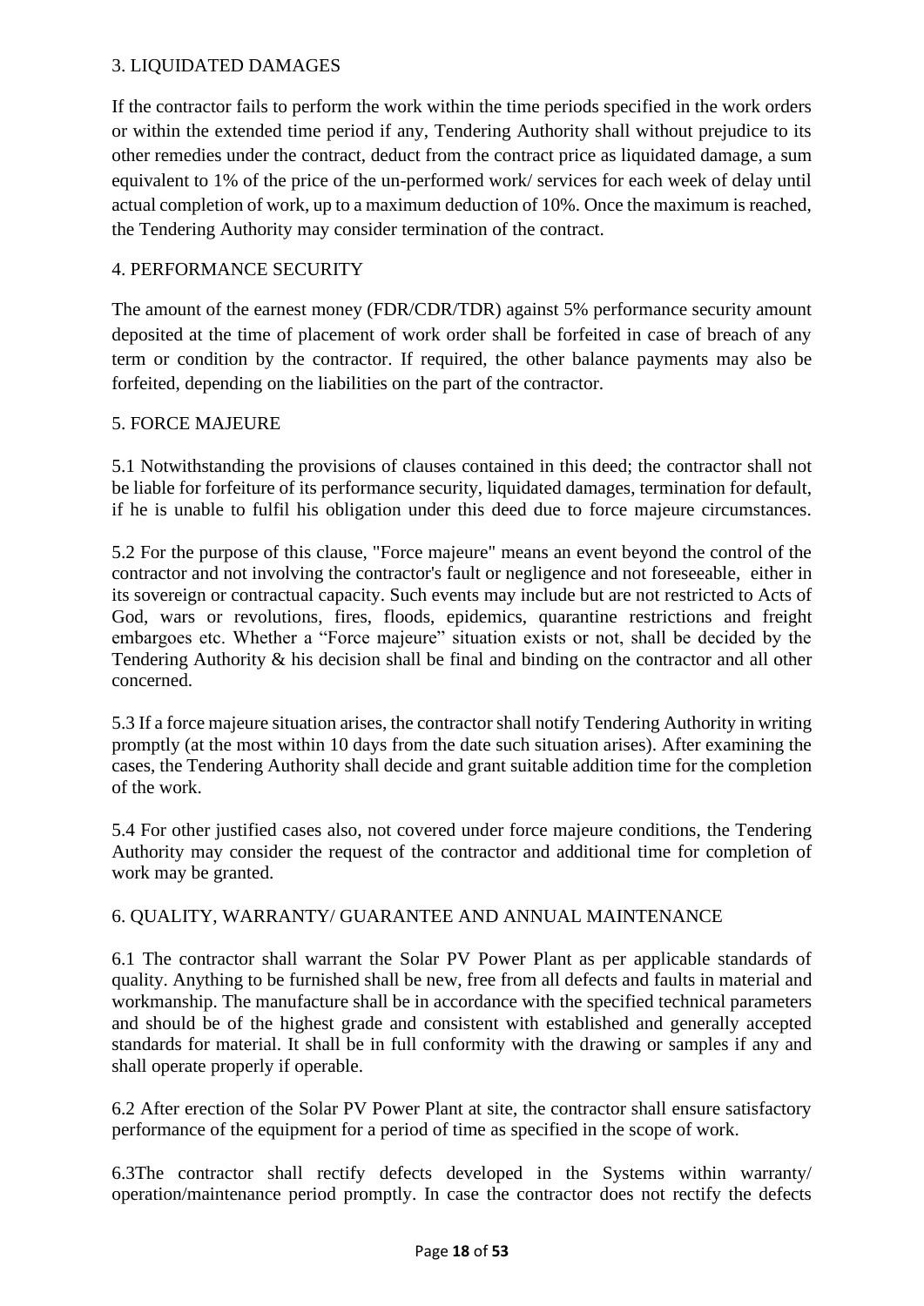## 3. LIQUIDATED DAMAGES

If the contractor fails to perform the work within the time periods specified in the work orders or within the extended time period if any, Tendering Authority shall without prejudice to its other remedies under the contract, deduct from the contract price as liquidated damage, a sum equivalent to 1% of the price of the un-performed work/ services for each week of delay until actual completion of work, up to a maximum deduction of 10%. Once the maximum is reached, the Tendering Authority may consider termination of the contract.

## 4. PERFORMANCE SECURITY

The amount of the earnest money (FDR/CDR/TDR) against 5% performance security amount deposited at the time of placement of work order shall be forfeited in case of breach of any term or condition by the contractor. If required, the other balance payments may also be forfeited, depending on the liabilities on the part of the contractor.

## 5. FORCE MAJEURE

5.1 Notwithstanding the provisions of clauses contained in this deed; the contractor shall not be liable for forfeiture of its performance security, liquidated damages, termination for default, if he is unable to fulfil his obligation under this deed due to force majeure circumstances.

5.2 For the purpose of this clause, "Force majeure" means an event beyond the control of the contractor and not involving the contractor's fault or negligence and not foreseeable, either in its sovereign or contractual capacity. Such events may include but are not restricted to Acts of God, wars or revolutions, fires, floods, epidemics, quarantine restrictions and freight embargoes etc. Whether a "Force majeure" situation exists or not, shall be decided by the Tendering Authority & his decision shall be final and binding on the contractor and all other concerned.

5.3 If a force majeure situation arises, the contractor shall notify Tendering Authority in writing promptly (at the most within 10 days from the date such situation arises). After examining the cases, the Tendering Authority shall decide and grant suitable addition time for the completion of the work.

5.4 For other justified cases also, not covered under force majeure conditions, the Tendering Authority may consider the request of the contractor and additional time for completion of work may be granted.

## 6. QUALITY, WARRANTY/ GUARANTEE AND ANNUAL MAINTENANCE

6.1 The contractor shall warrant the Solar PV Power Plant as per applicable standards of quality. Anything to be furnished shall be new, free from all defects and faults in material and workmanship. The manufacture shall be in accordance with the specified technical parameters and should be of the highest grade and consistent with established and generally accepted standards for material. It shall be in full conformity with the drawing or samples if any and shall operate properly if operable.

6.2 After erection of the Solar PV Power Plant at site, the contractor shall ensure satisfactory performance of the equipment for a period of time as specified in the scope of work.

6.3The contractor shall rectify defects developed in the Systems within warranty/ operation/maintenance period promptly. In case the contractor does not rectify the defects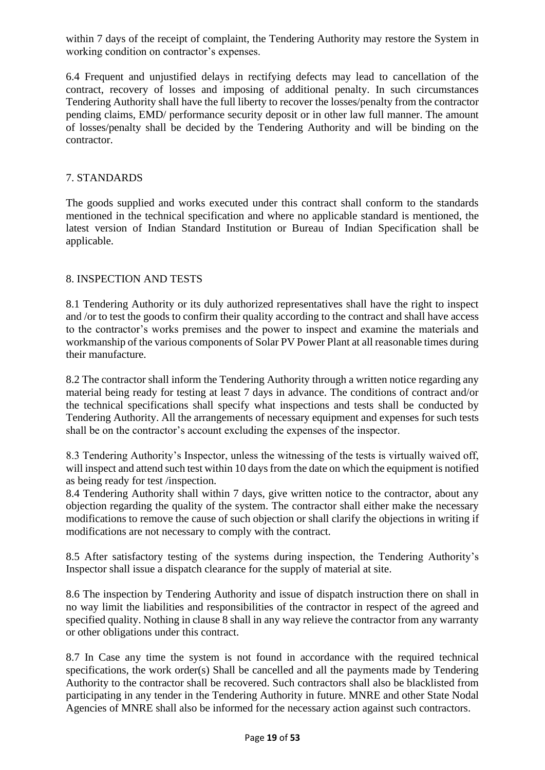within 7 days of the receipt of complaint, the Tendering Authority may restore the System in working condition on contractor's expenses.

6.4 Frequent and unjustified delays in rectifying defects may lead to cancellation of the contract, recovery of losses and imposing of additional penalty. In such circumstances Tendering Authority shall have the full liberty to recover the losses/penalty from the contractor pending claims, EMD/ performance security deposit or in other law full manner. The amount of losses/penalty shall be decided by the Tendering Authority and will be binding on the contractor.

## 7. STANDARDS

The goods supplied and works executed under this contract shall conform to the standards mentioned in the technical specification and where no applicable standard is mentioned, the latest version of Indian Standard Institution or Bureau of Indian Specification shall be applicable.

## 8. INSPECTION AND TESTS

8.1 Tendering Authority or its duly authorized representatives shall have the right to inspect and /or to test the goods to confirm their quality according to the contract and shall have access to the contractor's works premises and the power to inspect and examine the materials and workmanship of the various components of Solar PV Power Plant at all reasonable times during their manufacture.

8.2 The contractor shall inform the Tendering Authority through a written notice regarding any material being ready for testing at least 7 days in advance. The conditions of contract and/or the technical specifications shall specify what inspections and tests shall be conducted by Tendering Authority. All the arrangements of necessary equipment and expenses for such tests shall be on the contractor's account excluding the expenses of the inspector.

8.3 Tendering Authority's Inspector, unless the witnessing of the tests is virtually waived off, will inspect and attend such test within 10 days from the date on which the equipment is notified as being ready for test /inspection.

8.4 Tendering Authority shall within 7 days, give written notice to the contractor, about any objection regarding the quality of the system. The contractor shall either make the necessary modifications to remove the cause of such objection or shall clarify the objections in writing if modifications are not necessary to comply with the contract.

8.5 After satisfactory testing of the systems during inspection, the Tendering Authority's Inspector shall issue a dispatch clearance for the supply of material at site.

8.6 The inspection by Tendering Authority and issue of dispatch instruction there on shall in no way limit the liabilities and responsibilities of the contractor in respect of the agreed and specified quality. Nothing in clause 8 shall in any way relieve the contractor from any warranty or other obligations under this contract.

8.7 In Case any time the system is not found in accordance with the required technical specifications, the work order(s) Shall be cancelled and all the payments made by Tendering Authority to the contractor shall be recovered. Such contractors shall also be blacklisted from participating in any tender in the Tendering Authority in future. MNRE and other State Nodal Agencies of MNRE shall also be informed for the necessary action against such contractors.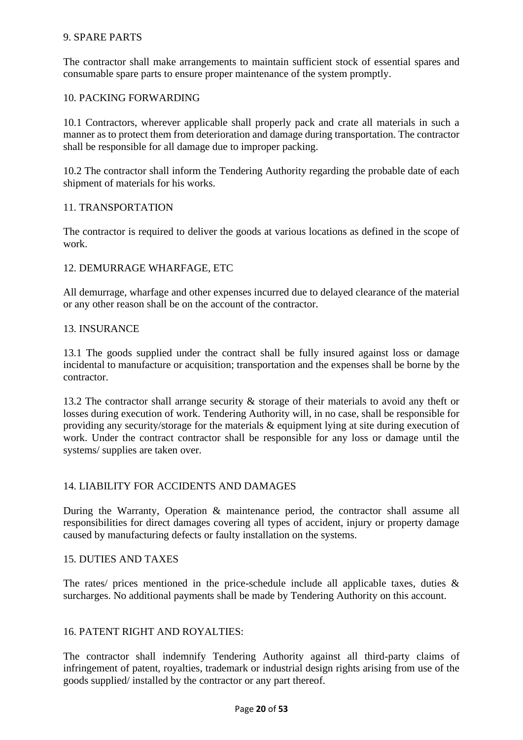## 9. SPARE PARTS

The contractor shall make arrangements to maintain sufficient stock of essential spares and consumable spare parts to ensure proper maintenance of the system promptly.

## 10. PACKING FORWARDING

10.1 Contractors, wherever applicable shall properly pack and crate all materials in such a manner as to protect them from deterioration and damage during transportation. The contractor shall be responsible for all damage due to improper packing.

10.2 The contractor shall inform the Tendering Authority regarding the probable date of each shipment of materials for his works.

## 11. TRANSPORTATION

The contractor is required to deliver the goods at various locations as defined in the scope of work.

## 12. DEMURRAGE WHARFAGE, ETC

All demurrage, wharfage and other expenses incurred due to delayed clearance of the material or any other reason shall be on the account of the contractor.

## 13. INSURANCE

13.1 The goods supplied under the contract shall be fully insured against loss or damage incidental to manufacture or acquisition; transportation and the expenses shall be borne by the contractor.

13.2 The contractor shall arrange security & storage of their materials to avoid any theft or losses during execution of work. Tendering Authority will, in no case, shall be responsible for providing any security/storage for the materials & equipment lying at site during execution of work. Under the contract contractor shall be responsible for any loss or damage until the systems/ supplies are taken over.

## 14. LIABILITY FOR ACCIDENTS AND DAMAGES

During the Warranty, Operation & maintenance period, the contractor shall assume all responsibilities for direct damages covering all types of accident, injury or property damage caused by manufacturing defects or faulty installation on the systems.

## 15. DUTIES AND TAXES

The rates/ prices mentioned in the price-schedule include all applicable taxes, duties & surcharges. No additional payments shall be made by Tendering Authority on this account.

## 16. PATENT RIGHT AND ROYALTIES:

The contractor shall indemnify Tendering Authority against all third-party claims of infringement of patent, royalties, trademark or industrial design rights arising from use of the goods supplied/ installed by the contractor or any part thereof.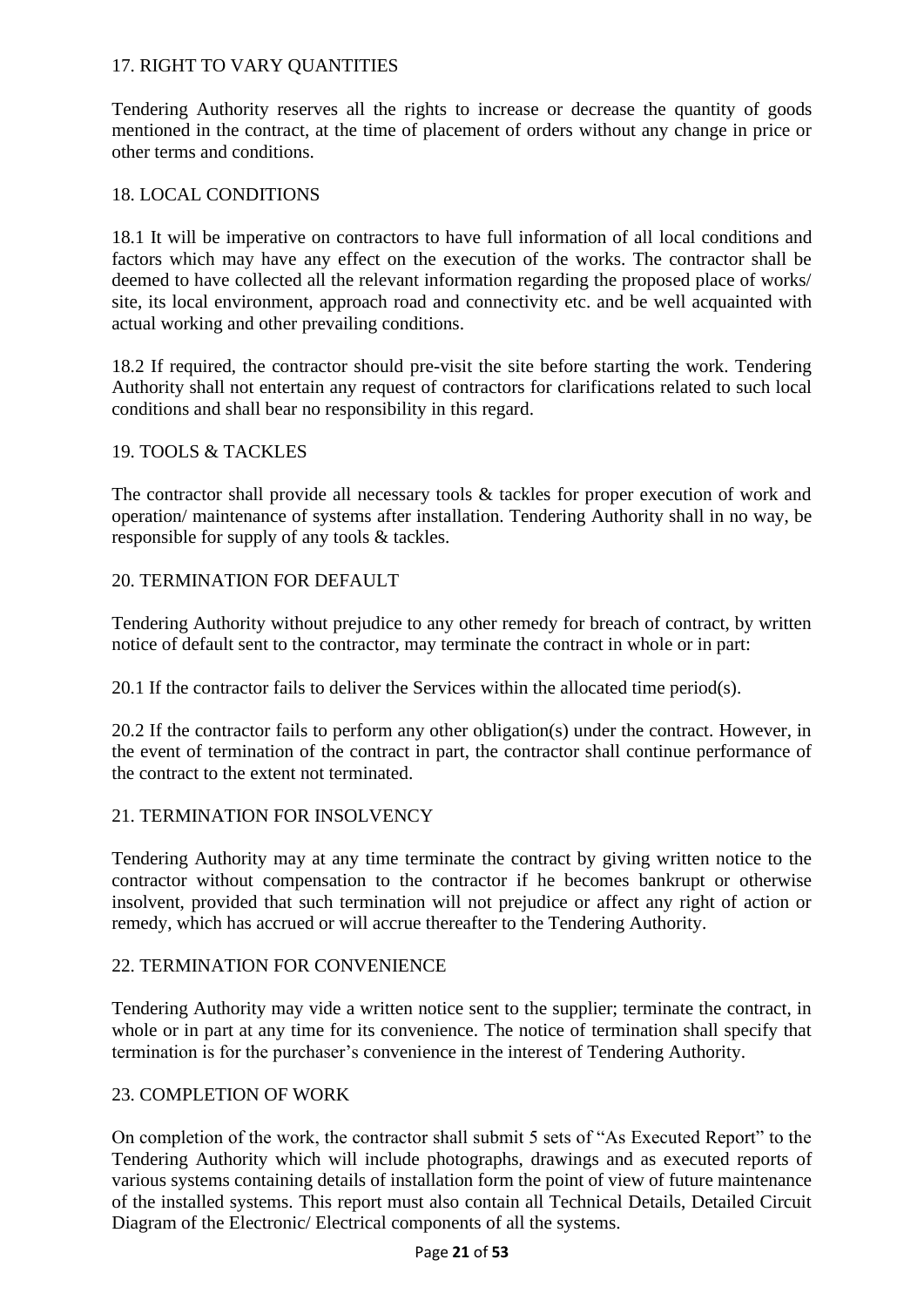## 17. RIGHT TO VARY QUANTITIES

Tendering Authority reserves all the rights to increase or decrease the quantity of goods mentioned in the contract, at the time of placement of orders without any change in price or other terms and conditions.

## 18. LOCAL CONDITIONS

18.1 It will be imperative on contractors to have full information of all local conditions and factors which may have any effect on the execution of the works. The contractor shall be deemed to have collected all the relevant information regarding the proposed place of works/ site, its local environment, approach road and connectivity etc. and be well acquainted with actual working and other prevailing conditions.

18.2 If required, the contractor should pre-visit the site before starting the work. Tendering Authority shall not entertain any request of contractors for clarifications related to such local conditions and shall bear no responsibility in this regard.

## 19. TOOLS & TACKLES

The contractor shall provide all necessary tools & tackles for proper execution of work and operation/ maintenance of systems after installation. Tendering Authority shall in no way, be responsible for supply of any tools & tackles.

## 20. TERMINATION FOR DEFAULT

Tendering Authority without prejudice to any other remedy for breach of contract, by written notice of default sent to the contractor, may terminate the contract in whole or in part:

20.1 If the contractor fails to deliver the Services within the allocated time period(s).

20.2 If the contractor fails to perform any other obligation(s) under the contract. However, in the event of termination of the contract in part, the contractor shall continue performance of the contract to the extent not terminated.

## 21. TERMINATION FOR INSOLVENCY

Tendering Authority may at any time terminate the contract by giving written notice to the contractor without compensation to the contractor if he becomes bankrupt or otherwise insolvent, provided that such termination will not prejudice or affect any right of action or remedy, which has accrued or will accrue thereafter to the Tendering Authority.

## 22. TERMINATION FOR CONVENIENCE

Tendering Authority may vide a written notice sent to the supplier; terminate the contract, in whole or in part at any time for its convenience. The notice of termination shall specify that termination is for the purchaser's convenience in the interest of Tendering Authority.

## 23. COMPLETION OF WORK

On completion of the work, the contractor shall submit 5 sets of "As Executed Report" to the Tendering Authority which will include photographs, drawings and as executed reports of various systems containing details of installation form the point of view of future maintenance of the installed systems. This report must also contain all Technical Details, Detailed Circuit Diagram of the Electronic/ Electrical components of all the systems.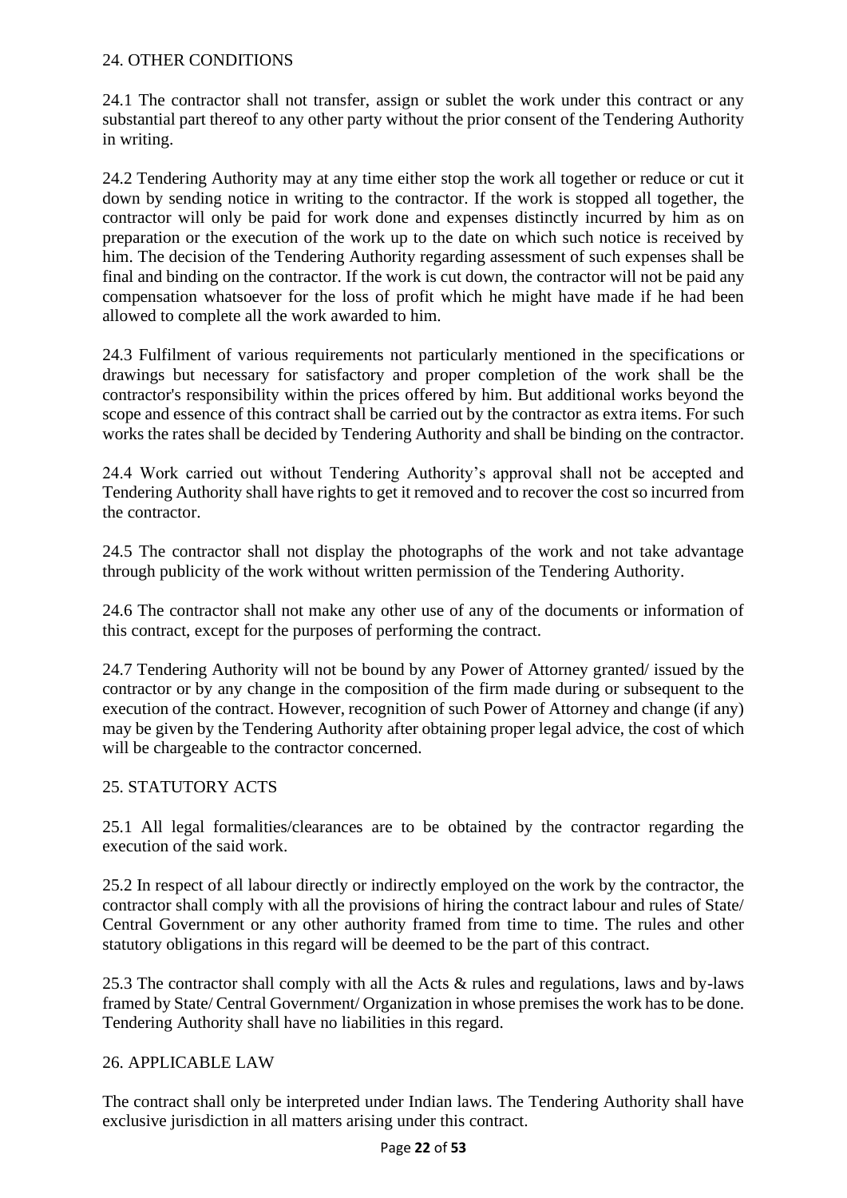## 24. OTHER CONDITIONS

24.1 The contractor shall not transfer, assign or sublet the work under this contract or any substantial part thereof to any other party without the prior consent of the Tendering Authority in writing.

24.2 Tendering Authority may at any time either stop the work all together or reduce or cut it down by sending notice in writing to the contractor. If the work is stopped all together, the contractor will only be paid for work done and expenses distinctly incurred by him as on preparation or the execution of the work up to the date on which such notice is received by him. The decision of the Tendering Authority regarding assessment of such expenses shall be final and binding on the contractor. If the work is cut down, the contractor will not be paid any compensation whatsoever for the loss of profit which he might have made if he had been allowed to complete all the work awarded to him.

24.3 Fulfilment of various requirements not particularly mentioned in the specifications or drawings but necessary for satisfactory and proper completion of the work shall be the contractor's responsibility within the prices offered by him. But additional works beyond the scope and essence of this contract shall be carried out by the contractor as extra items. For such works the rates shall be decided by Tendering Authority and shall be binding on the contractor.

24.4 Work carried out without Tendering Authority's approval shall not be accepted and Tendering Authority shall have rights to get it removed and to recover the cost so incurred from the contractor.

24.5 The contractor shall not display the photographs of the work and not take advantage through publicity of the work without written permission of the Tendering Authority.

24.6 The contractor shall not make any other use of any of the documents or information of this contract, except for the purposes of performing the contract.

24.7 Tendering Authority will not be bound by any Power of Attorney granted/ issued by the contractor or by any change in the composition of the firm made during or subsequent to the execution of the contract. However, recognition of such Power of Attorney and change (if any) may be given by the Tendering Authority after obtaining proper legal advice, the cost of which will be chargeable to the contractor concerned.

## 25. STATUTORY ACTS

25.1 All legal formalities/clearances are to be obtained by the contractor regarding the execution of the said work.

25.2 In respect of all labour directly or indirectly employed on the work by the contractor, the contractor shall comply with all the provisions of hiring the contract labour and rules of State/ Central Government or any other authority framed from time to time. The rules and other statutory obligations in this regard will be deemed to be the part of this contract.

25.3 The contractor shall comply with all the Acts & rules and regulations, laws and by-laws framed by State/ Central Government/ Organization in whose premises the work has to be done. Tendering Authority shall have no liabilities in this regard.

## 26. APPLICABLE LAW

The contract shall only be interpreted under Indian laws. The Tendering Authority shall have exclusive jurisdiction in all matters arising under this contract.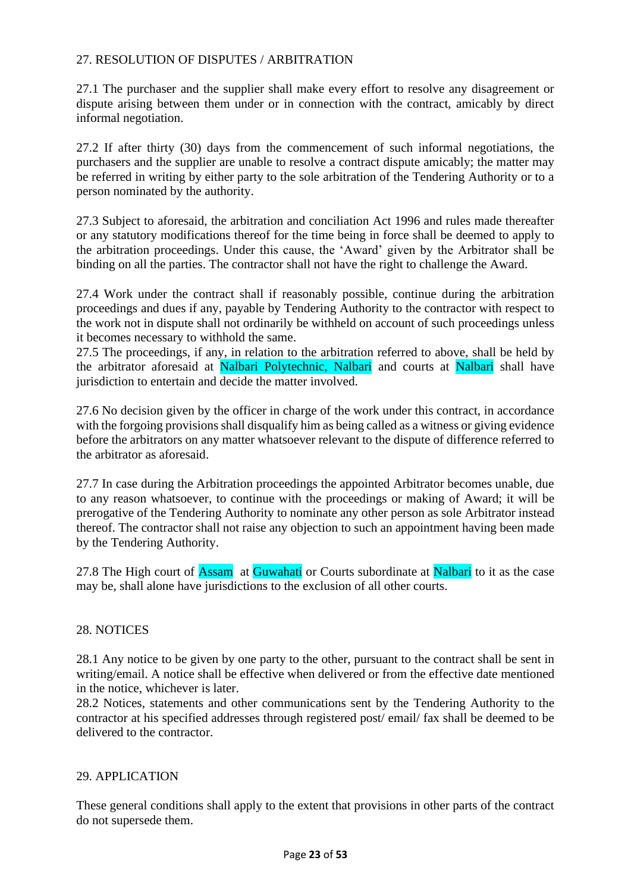## 27. RESOLUTION OF DISPUTES / ARBITRATION

27.1 The purchaser and the supplier shall make every effort to resolve any disagreement or dispute arising between them under or in connection with the contract, amicably by direct informal negotiation.

27.2 If after thirty (30) days from the commencement of such informal negotiations, the purchasers and the supplier are unable to resolve a contract dispute amicably; the matter may be referred in writing by either party to the sole arbitration of the Tendering Authority or to a person nominated by the authority.

27.3 Subject to aforesaid, the arbitration and conciliation Act 1996 and rules made thereafter or any statutory modifications thereof for the time being in force shall be deemed to apply to the arbitration proceedings. Under this cause, the 'Award' given by the Arbitrator shall be binding on all the parties. The contractor shall not have the right to challenge the Award.

27.4 Work under the contract shall if reasonably possible, continue during the arbitration proceedings and dues if any, payable by Tendering Authority to the contractor with respect to the work not in dispute shall not ordinarily be withheld on account of such proceedings unless it becomes necessary to withhold the same.

27.5 The proceedings, if any, in relation to the arbitration referred to above, shall be held by the arbitrator aforesaid at Nalbari Polytechnic, Nalbari and courts at Nalbari shall have jurisdiction to entertain and decide the matter involved.

27.6 No decision given by the officer in charge of the work under this contract, in accordance with the forgoing provisions shall disqualify him as being called as a witness or giving evidence before the arbitrators on any matter whatsoever relevant to the dispute of difference referred to the arbitrator as aforesaid.

27.7 In case during the Arbitration proceedings the appointed Arbitrator becomes unable, due to any reason whatsoever, to continue with the proceedings or making of Award; it will be prerogative of the Tendering Authority to nominate any other person as sole Arbitrator instead thereof. The contractor shall not raise any objection to such an appointment having been made by the Tendering Authority.

27.8 The High court of Assam at Guwahati or Courts subordinate at Nalbari to it as the case may be, shall alone have jurisdictions to the exclusion of all other courts.

## 28. NOTICES

28.1 Any notice to be given by one party to the other, pursuant to the contract shall be sent in writing/email. A notice shall be effective when delivered or from the effective date mentioned in the notice, whichever is later.

28.2 Notices, statements and other communications sent by the Tendering Authority to the contractor at his specified addresses through registered post/ email/ fax shall be deemed to be delivered to the contractor.

## 29. APPLICATION

These general conditions shall apply to the extent that provisions in other parts of the contract do not supersede them.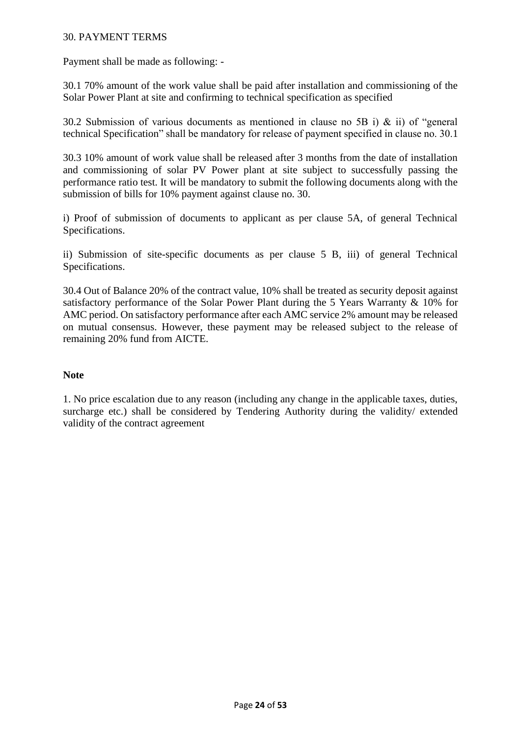## 30. PAYMENT TERMS

Payment shall be made as following: -

30.1 70% amount of the work value shall be paid after installation and commissioning of the Solar Power Plant at site and confirming to technical specification as specified

30.2 Submission of various documents as mentioned in clause no 5B i) & ii) of "general technical Specification" shall be mandatory for release of payment specified in clause no. 30.1

30.3 10% amount of work value shall be released after 3 months from the date of installation and commissioning of solar PV Power plant at site subject to successfully passing the performance ratio test. It will be mandatory to submit the following documents along with the submission of bills for 10% payment against clause no. 30.

i) Proof of submission of documents to applicant as per clause 5A, of general Technical Specifications.

ii) Submission of site-specific documents as per clause 5 B, iii) of general Technical Specifications.

30.4 Out of Balance 20% of the contract value, 10% shall be treated as security deposit against satisfactory performance of the Solar Power Plant during the 5 Years Warranty & 10% for AMC period. On satisfactory performance after each AMC service 2% amount may be released on mutual consensus. However, these payment may be released subject to the release of remaining 20% fund from AICTE.

**Note**

1. No price escalation due to any reason (including any change in the applicable taxes, duties, surcharge etc.) shall be considered by Tendering Authority during the validity/ extended validity of the contract agreement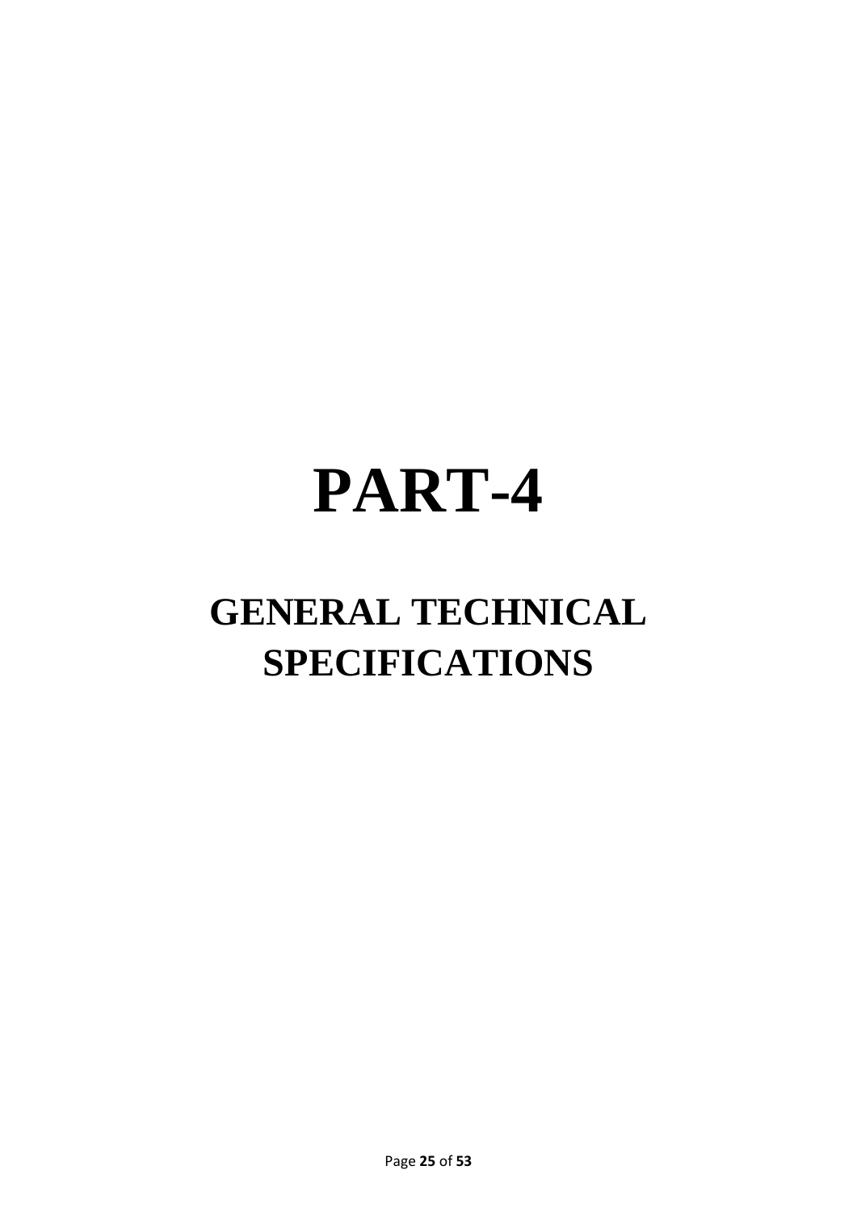# PART-4

## GENERAL TECHNICAL SPECIFICATIONS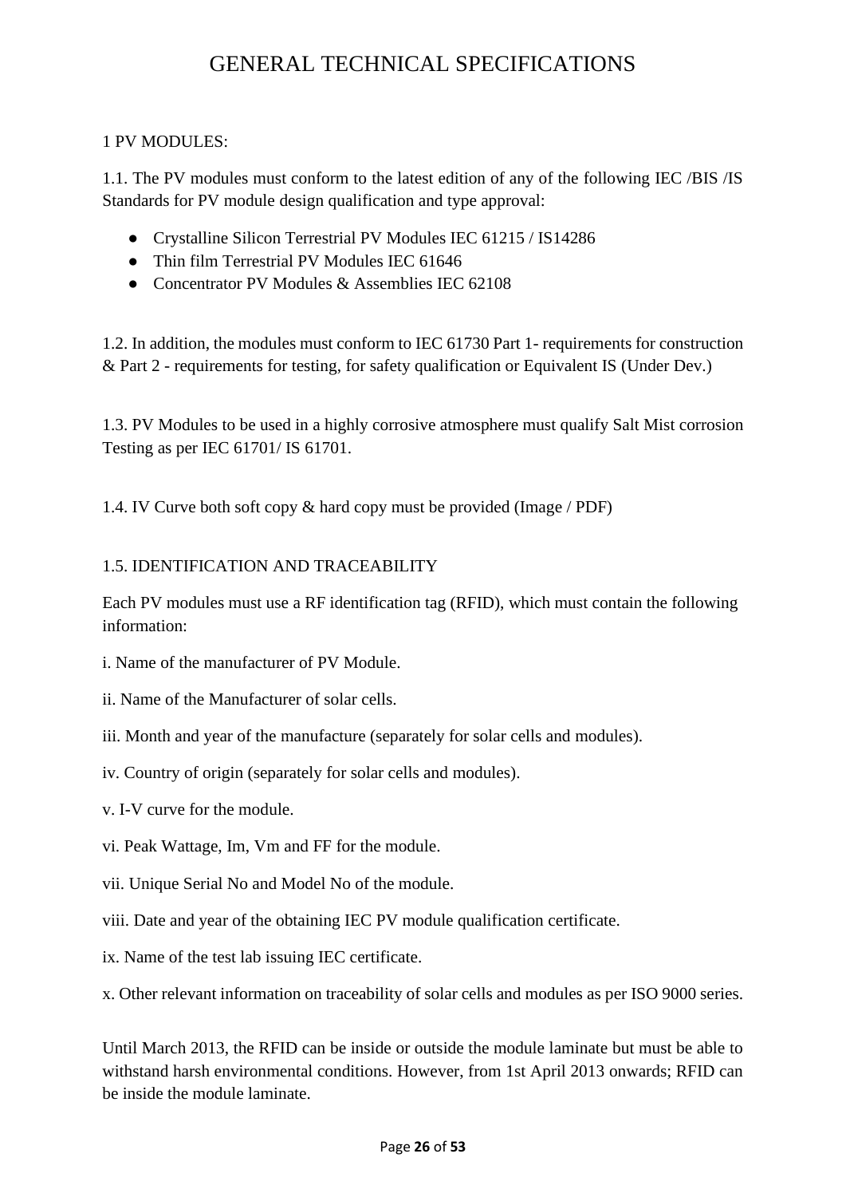# GENERAL TECHNICAL SPECIFICATIONS

## 1 PV MODULES:

1.1. The PV modules must conform to the latest edition of any of the following IEC /BIS /IS Standards for PV module design qualification and type approval:

- Crystalline Silicon Terrestrial PV Modules IEC 61215 / IS14286
- Thin film Terrestrial PV Modules IEC 61646
- Concentrator PV Modules & Assemblies IEC 62108

1.2. In addition, the modules must conform to IEC 61730 Part 1- requirements for construction & Part 2 - requirements for testing, for safety qualification or Equivalent IS (Under Dev.)

1.3. PV Modules to be used in a highly corrosive atmosphere must qualify Salt Mist corrosion Testing as per IEC 61701/ IS 61701.

1.4. IV Curve both soft copy & hard copy must be provided (Image / PDF)

### 1.5. IDENTIFICATION AND TRACEABILITY

Each PV modules must use a RF identification tag (RFID), which must contain the following information:

i. Name of the manufacturer of PV Module.

ii. Name of the Manufacturer of solar cells.

iii. Month and year of the manufacture (separately for solar cells and modules).

iv. Country of origin (separately for solar cells and modules).

v. I-V curve for the module.

vi. Peak Wattage, Im, Vm and FF for the module.

vii. Unique Serial No and Model No of the module.

viii. Date and year of the obtaining IEC PV module qualification certificate.

ix. Name of the test lab issuing IEC certificate.

x. Other relevant information on traceability of solar cells and modules as per ISO 9000 series.

Until March 2013, the RFID can be inside or outside the module laminate but must be able to withstand harsh environmental conditions. However, from 1st April 2013 onwards; RFID can be inside the module laminate.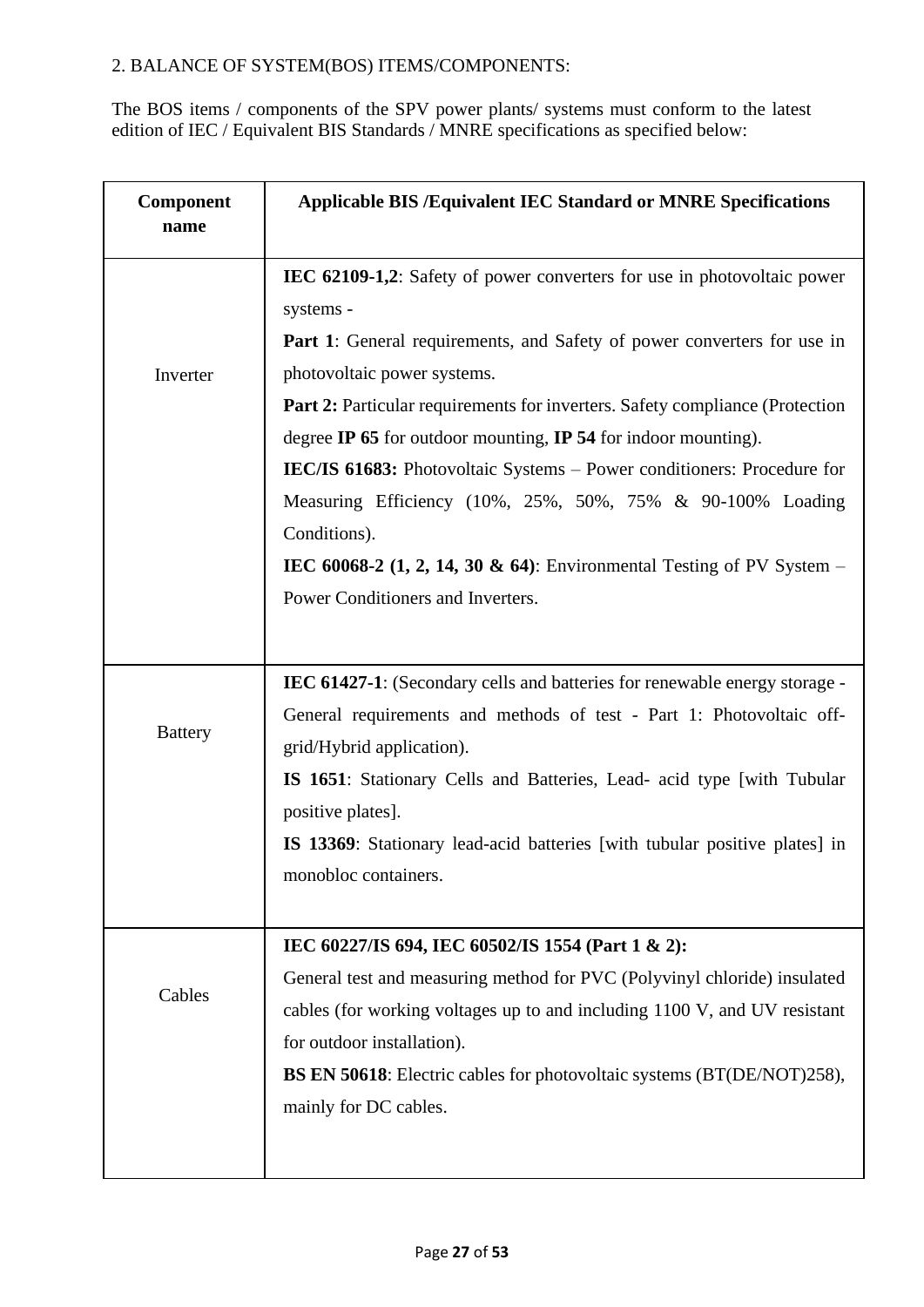2. BALANCE OF SYSTEM(BOS) ITEMS/COMPONENTS:

The BOS items / components of the SPV power plants/ systems must conform to the latest edition of IEC / Equivalent BIS Standards / MNRE specifications as specified below:

| **Component name** | **Applicable BIS /Equivalent IEC Standard or MNRE Specifications** |
|---|---|
| Inverter | **IEC 62109-1,2**: Safety of power converters for use in photovoltaic power systems -<br>**Part 1**: General requirements, and Safety of power converters for use in photovoltaic power systems.<br>**Part 2:** Particular requirements for inverters. Safety compliance (Protection degree **IP 65** for outdoor mounting, **IP 54** for indoor mounting).<br>**IEC/IS 61683:** Photovoltaic Systems – Power conditioners: Procedure for Measuring Efficiency (10%, 25%, 50%, 75% & 90-100% Loading Conditions).<br>**IEC 60068-2 (1, 2, 14, 30 & 64)**: Environmental Testing of PV System – Power Conditioners and Inverters. |
| Battery | **IEC 61427-1**: (Secondary cells and batteries for renewable energy storage - General requirements and methods of test - Part 1: Photovoltaic off-grid/Hybrid application).<br>**IS 1651**: Stationary Cells and Batteries, Lead- acid type [with Tubular positive plates].<br>**IS 13369**: Stationary lead-acid batteries [with tubular positive plates] in monobloc containers. |
| Cables | **IEC 60227/IS 694, IEC 60502/IS 1554 (Part 1 & 2):**<br>General test and measuring method for PVC (Polyvinyl chloride) insulated cables (for working voltages up to and including 1100 V, and UV resistant for outdoor installation).<br>**BS EN 50618**: Electric cables for photovoltaic systems (BT(DE/NOT)258), mainly for DC cables. |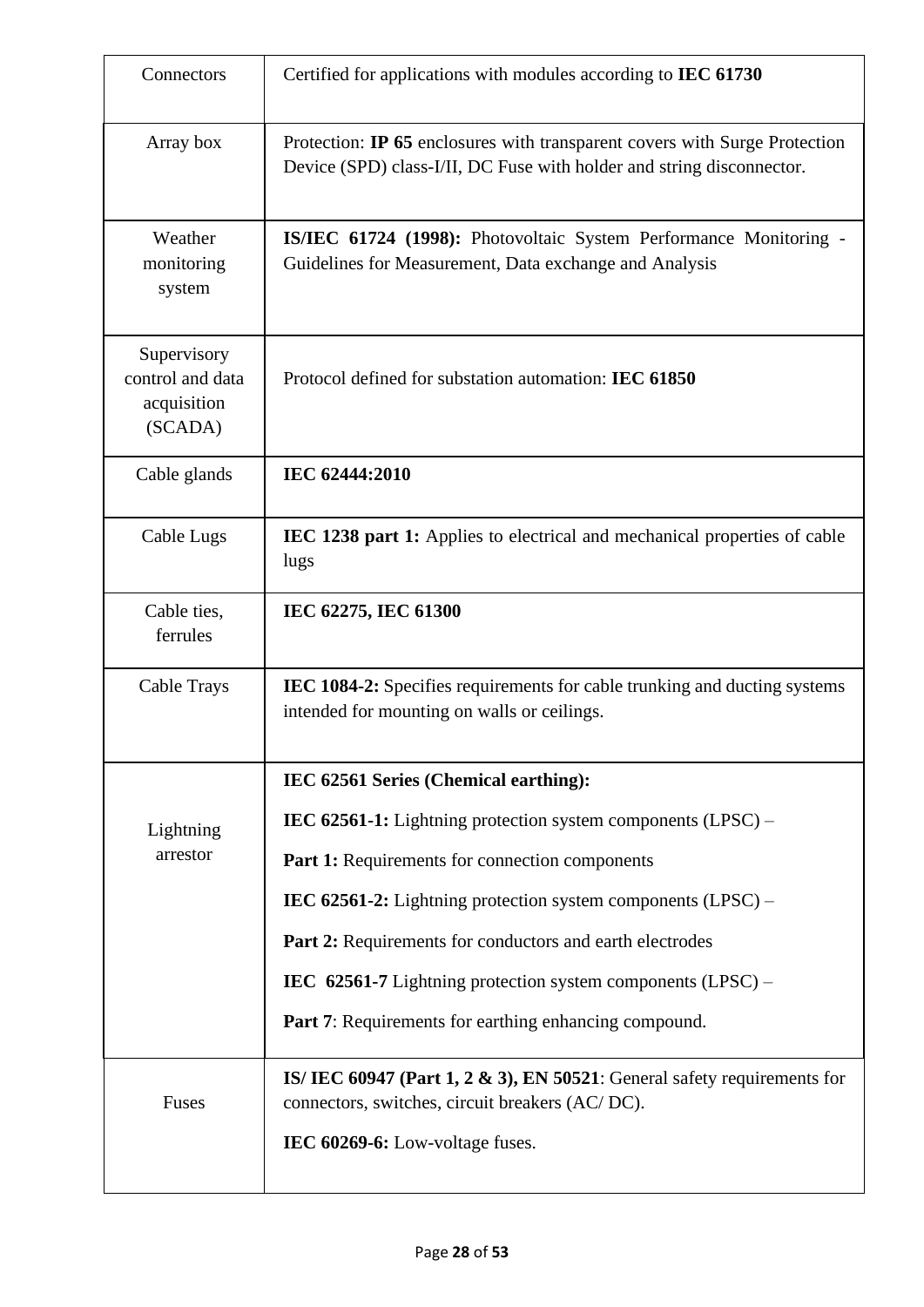| | |
|---|---|
| Connectors | Certified for applications with modules according to **IEC 61730** |
| Array box | Protection: **IP 65** enclosures with transparent covers with Surge Protection Device (SPD) class-I/II, DC Fuse with holder and string disconnector. |
| Weather monitoring system | **IS/IEC 61724 (1998):** Photovoltaic System Performance Monitoring - Guidelines for Measurement, Data exchange and Analysis |
| Supervisory control and data acquisition (SCADA) | Protocol defined for substation automation: **IEC 61850** |
| Cable glands | **IEC 62444:2010** |
| Cable Lugs | **IEC 1238 part 1:** Applies to electrical and mechanical properties of cable lugs |
| Cable ties, ferrules | **IEC 62275, IEC 61300** |
| Cable Trays | **IEC 1084-2:** Specifies requirements for cable trunking and ducting systems intended for mounting on walls or ceilings. |
| Lightning arrestor | **IEC 62561 Series (Chemical earthing):**<br>**IEC 62561-1:** Lightning protection system components (LPSC) –<br>**Part 1:** Requirements for connection components<br>**IEC 62561-2:** Lightning protection system components (LPSC) –<br>**Part 2:** Requirements for conductors and earth electrodes<br>**IEC 62561-7** Lightning protection system components (LPSC) –<br>**Part 7**: Requirements for earthing enhancing compound. |
| Fuses | **IS/ IEC 60947 (Part 1, 2 & 3), EN 50521**: General safety requirements for connectors, switches, circuit breakers (AC/ DC).<br>**IEC 60269-6:** Low-voltage fuses. |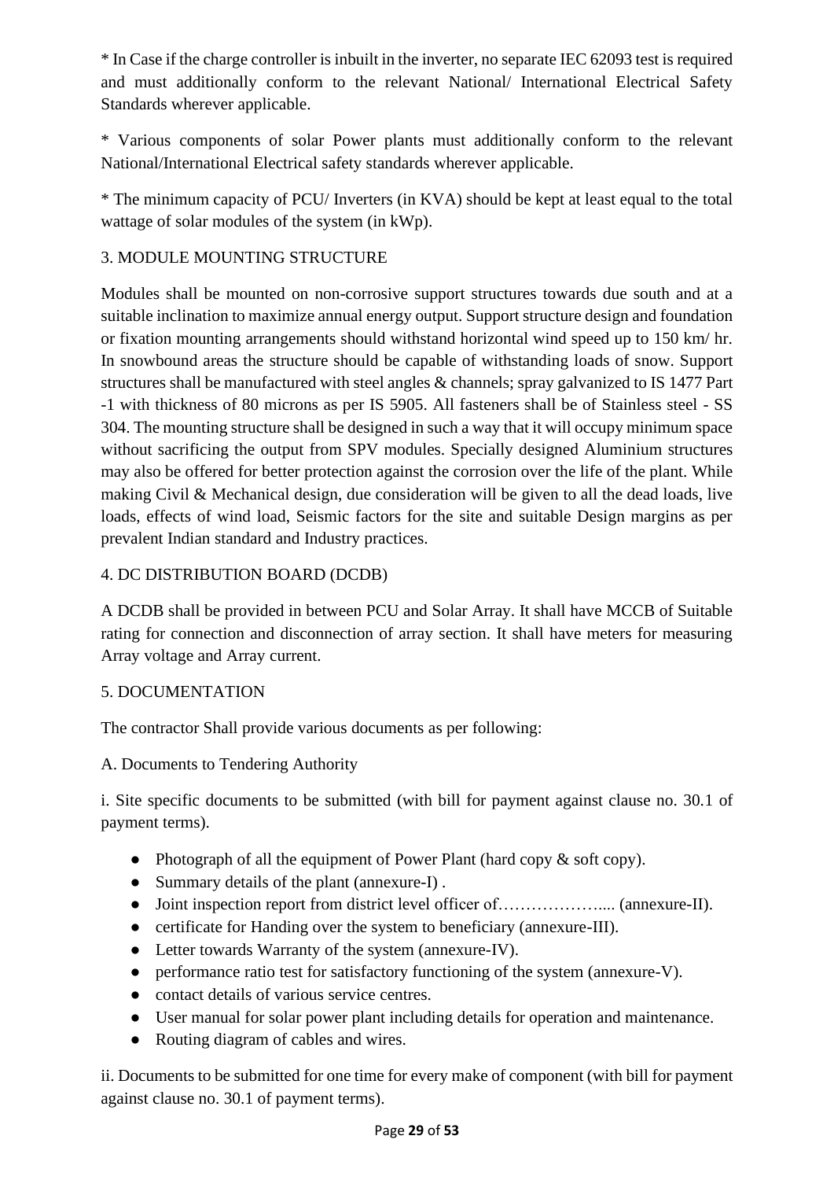* In Case if the charge controller is inbuilt in the inverter, no separate IEC 62093 test is required and must additionally conform to the relevant National/ International Electrical Safety Standards wherever applicable.

* Various components of solar Power plants must additionally conform to the relevant National/International Electrical safety standards wherever applicable.

* The minimum capacity of PCU/ Inverters (in KVA) should be kept at least equal to the total wattage of solar modules of the system (in kWp).

3. MODULE MOUNTING STRUCTURE

Modules shall be mounted on non-corrosive support structures towards due south and at a suitable inclination to maximize annual energy output. Support structure design and foundation or fixation mounting arrangements should withstand horizontal wind speed up to 150 km/ hr. In snowbound areas the structure should be capable of withstanding loads of snow. Support structures shall be manufactured with steel angles & channels; spray galvanized to IS 1477 Part -1 with thickness of 80 microns as per IS 5905. All fasteners shall be of Stainless steel - SS 304. The mounting structure shall be designed in such a way that it will occupy minimum space without sacrificing the output from SPV modules. Specially designed Aluminium structures may also be offered for better protection against the corrosion over the life of the plant. While making Civil & Mechanical design, due consideration will be given to all the dead loads, live loads, effects of wind load, Seismic factors for the site and suitable Design margins as per prevalent Indian standard and Industry practices.

4. DC DISTRIBUTION BOARD (DCDB)

A DCDB shall be provided in between PCU and Solar Array. It shall have MCCB of Suitable rating for connection and disconnection of array section. It shall have meters for measuring Array voltage and Array current.

5. DOCUMENTATION

The contractor Shall provide various documents as per following:

A. Documents to Tendering Authority

i. Site specific documents to be submitted (with bill for payment against clause no. 30.1 of payment terms).

- Photograph of all the equipment of Power Plant (hard copy & soft copy).
- Summary details of the plant (annexure-I) .
- Joint inspection report from district level officer of……………….... (annexure-II).
- certificate for Handing over the system to beneficiary (annexure-III).
- Letter towards Warranty of the system (annexure-IV).
- performance ratio test for satisfactory functioning of the system (annexure-V).
- contact details of various service centres.
- User manual for solar power plant including details for operation and maintenance.
- Routing diagram of cables and wires.

ii. Documents to be submitted for one time for every make of component (with bill for payment against clause no. 30.1 of payment terms).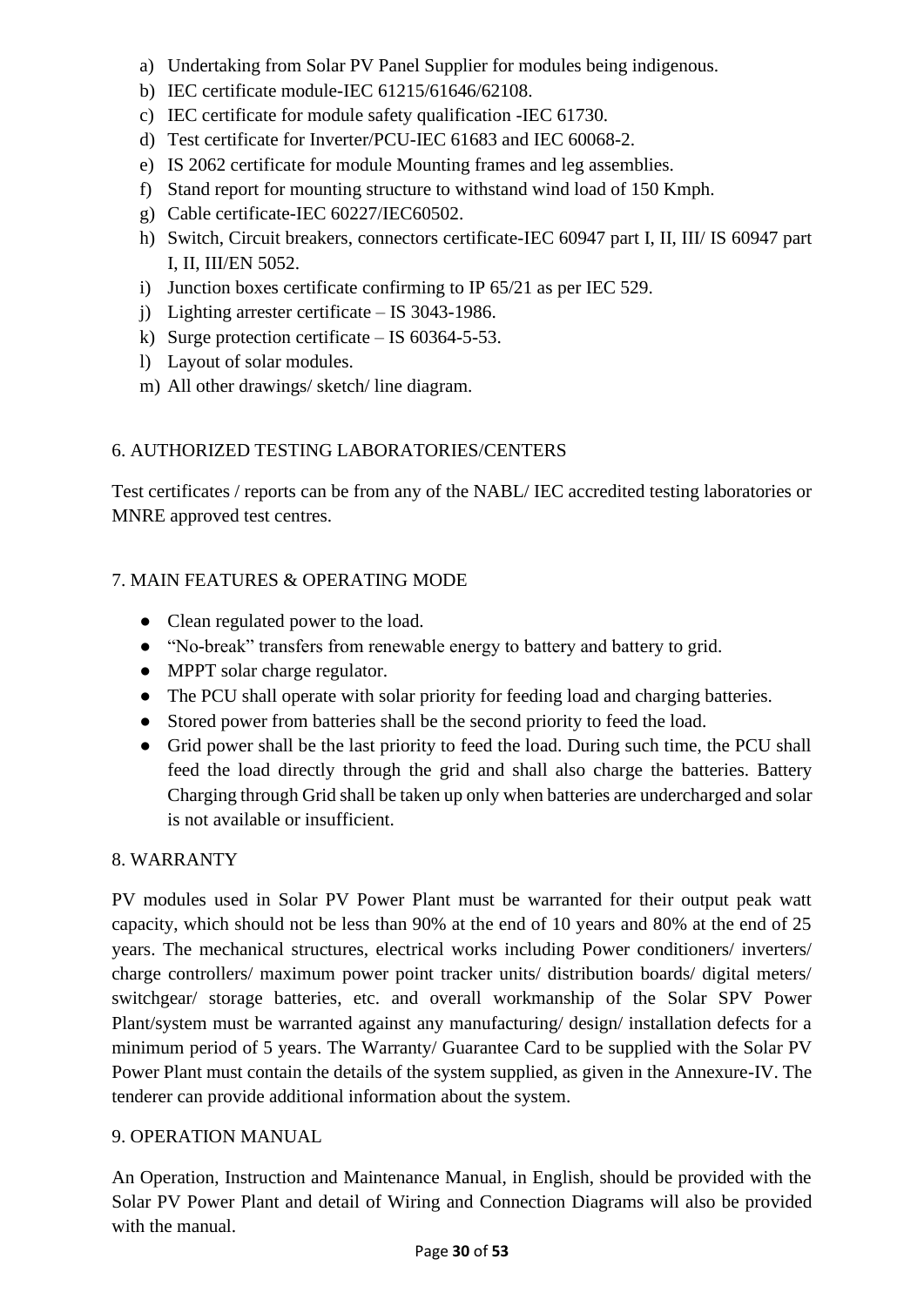a) Undertaking from Solar PV Panel Supplier for modules being indigenous.
b) IEC certificate module-IEC 61215/61646/62108.
c) IEC certificate for module safety qualification -IEC 61730.
d) Test certificate for Inverter/PCU-IEC 61683 and IEC 60068-2.
e) IS 2062 certificate for module Mounting frames and leg assemblies.
f) Stand report for mounting structure to withstand wind load of 150 Kmph.
g) Cable certificate-IEC 60227/IEC60502.
h) Switch, Circuit breakers, connectors certificate-IEC 60947 part I, II, III/ IS 60947 part I, II, III/EN 5052.
i) Junction boxes certificate confirming to IP 65/21 as per IEC 529.
j) Lighting arrester certificate – IS 3043-1986.
k) Surge protection certificate – IS 60364-5-53.
l) Layout of solar modules.
m) All other drawings/ sketch/ line diagram.

## 6. AUTHORIZED TESTING LABORATORIES/CENTERS

Test certificates / reports can be from any of the NABL/ IEC accredited testing laboratories or MNRE approved test centres.

## 7. MAIN FEATURES & OPERATING MODE

- Clean regulated power to the load.
- "No-break" transfers from renewable energy to battery and battery to grid.
- MPPT solar charge regulator.
- The PCU shall operate with solar priority for feeding load and charging batteries.
- Stored power from batteries shall be the second priority to feed the load.
- Grid power shall be the last priority to feed the load. During such time, the PCU shall feed the load directly through the grid and shall also charge the batteries. Battery Charging through Grid shall be taken up only when batteries are undercharged and solar is not available or insufficient.

## 8. WARRANTY

PV modules used in Solar PV Power Plant must be warranted for their output peak watt capacity, which should not be less than 90% at the end of 10 years and 80% at the end of 25 years. The mechanical structures, electrical works including Power conditioners/ inverters/ charge controllers/ maximum power point tracker units/ distribution boards/ digital meters/ switchgear/ storage batteries, etc. and overall workmanship of the Solar SPV Power Plant/system must be warranted against any manufacturing/ design/ installation defects for a minimum period of 5 years. The Warranty/ Guarantee Card to be supplied with the Solar PV Power Plant must contain the details of the system supplied, as given in the Annexure-IV. The tenderer can provide additional information about the system.

## 9. OPERATION MANUAL

An Operation, Instruction and Maintenance Manual, in English, should be provided with the Solar PV Power Plant and detail of Wiring and Connection Diagrams will also be provided with the manual.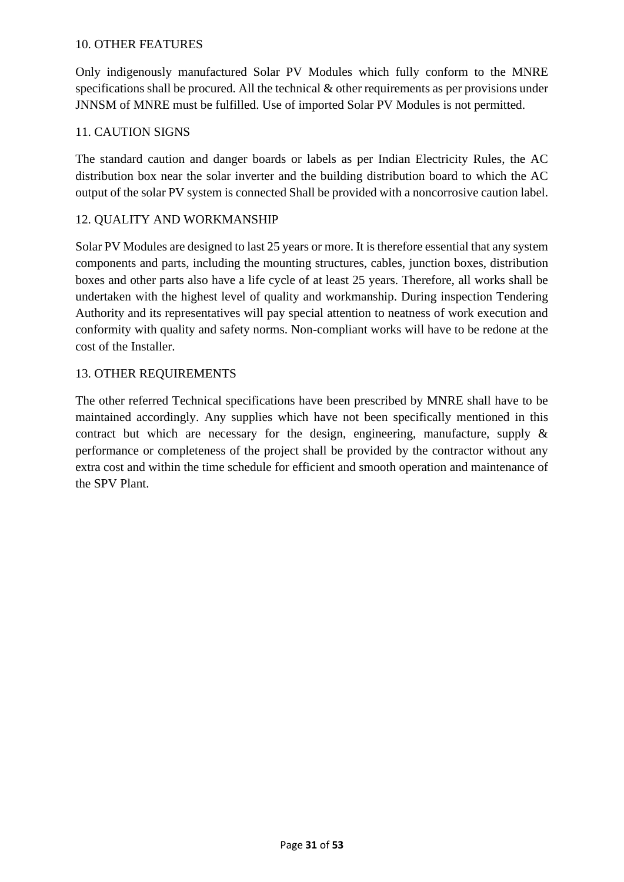## 10. OTHER FEATURES

Only indigenously manufactured Solar PV Modules which fully conform to the MNRE specifications shall be procured. All the technical & other requirements as per provisions under JNNSM of MNRE must be fulfilled. Use of imported Solar PV Modules is not permitted.

## 11. CAUTION SIGNS

The standard caution and danger boards or labels as per Indian Electricity Rules, the AC distribution box near the solar inverter and the building distribution board to which the AC output of the solar PV system is connected Shall be provided with a noncorrosive caution label.

## 12. QUALITY AND WORKMANSHIP

Solar PV Modules are designed to last 25 years or more. It is therefore essential that any system components and parts, including the mounting structures, cables, junction boxes, distribution boxes and other parts also have a life cycle of at least 25 years. Therefore, all works shall be undertaken with the highest level of quality and workmanship. During inspection Tendering Authority and its representatives will pay special attention to neatness of work execution and conformity with quality and safety norms. Non-compliant works will have to be redone at the cost of the Installer.

## 13. OTHER REQUIREMENTS

The other referred Technical specifications have been prescribed by MNRE shall have to be maintained accordingly. Any supplies which have not been specifically mentioned in this contract but which are necessary for the design, engineering, manufacture, supply & performance or completeness of the project shall be provided by the contractor without any extra cost and within the time schedule for efficient and smooth operation and maintenance of the SPV Plant.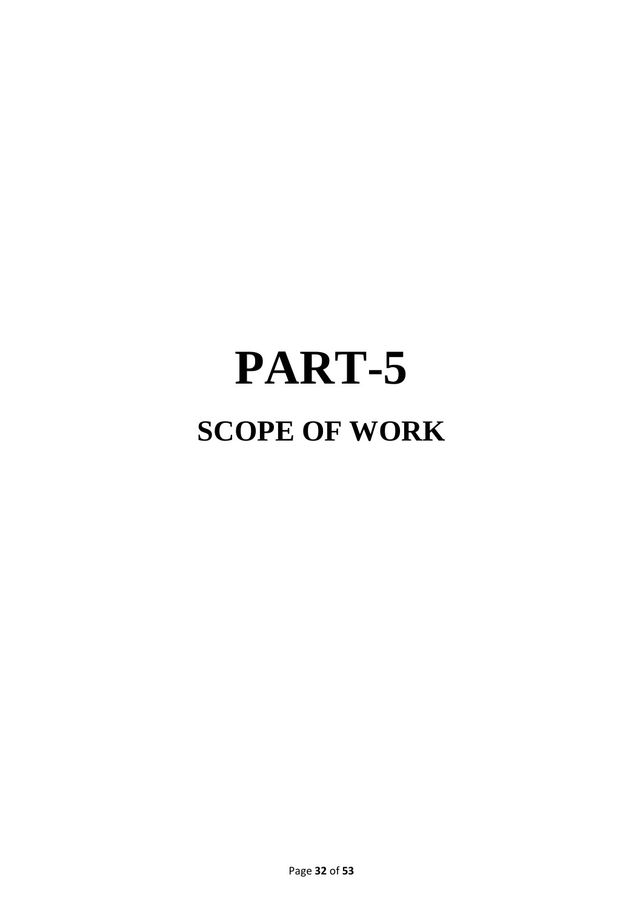# PART-5

## SCOPE OF WORK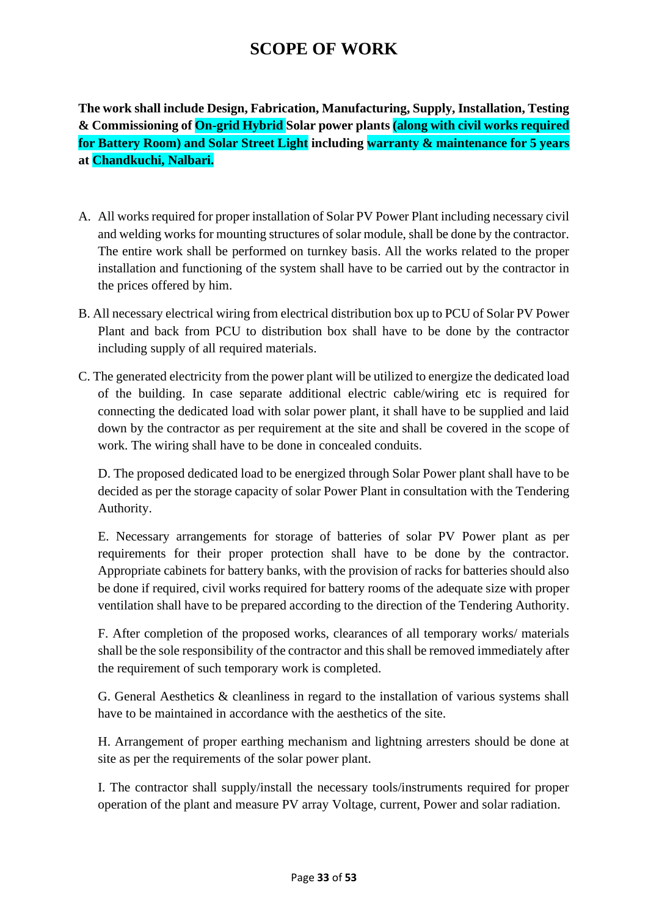# SCOPE OF WORK

**The work shall include Design, Fabrication, Manufacturing, Supply, Installation, Testing & Commissioning of On-grid Hybrid Solar power plants (along with civil works required for Battery Room) and Solar Street Light including warranty & maintenance for 5 years at Chandkuchi, Nalbari.**

A. All works required for proper installation of Solar PV Power Plant including necessary civil and welding works for mounting structures of solar module, shall be done by the contractor. The entire work shall be performed on turnkey basis. All the works related to the proper installation and functioning of the system shall have to be carried out by the contractor in the prices offered by him.

B. All necessary electrical wiring from electrical distribution box up to PCU of Solar PV Power Plant and back from PCU to distribution box shall have to be done by the contractor including supply of all required materials.

C. The generated electricity from the power plant will be utilized to energize the dedicated load of the building. In case separate additional electric cable/wiring etc is required for connecting the dedicated load with solar power plant, it shall have to be supplied and laid down by the contractor as per requirement at the site and shall be covered in the scope of work. The wiring shall have to be done in concealed conduits.

D. The proposed dedicated load to be energized through Solar Power plant shall have to be decided as per the storage capacity of solar Power Plant in consultation with the Tendering Authority.

E. Necessary arrangements for storage of batteries of solar PV Power plant as per requirements for their proper protection shall have to be done by the contractor. Appropriate cabinets for battery banks, with the provision of racks for batteries should also be done if required, civil works required for battery rooms of the adequate size with proper ventilation shall have to be prepared according to the direction of the Tendering Authority.

F. After completion of the proposed works, clearances of all temporary works/ materials shall be the sole responsibility of the contractor and this shall be removed immediately after the requirement of such temporary work is completed.

G. General Aesthetics & cleanliness in regard to the installation of various systems shall have to be maintained in accordance with the aesthetics of the site.

H. Arrangement of proper earthing mechanism and lightning arresters should be done at site as per the requirements of the solar power plant.

I. The contractor shall supply/install the necessary tools/instruments required for proper operation of the plant and measure PV array Voltage, current, Power and solar radiation.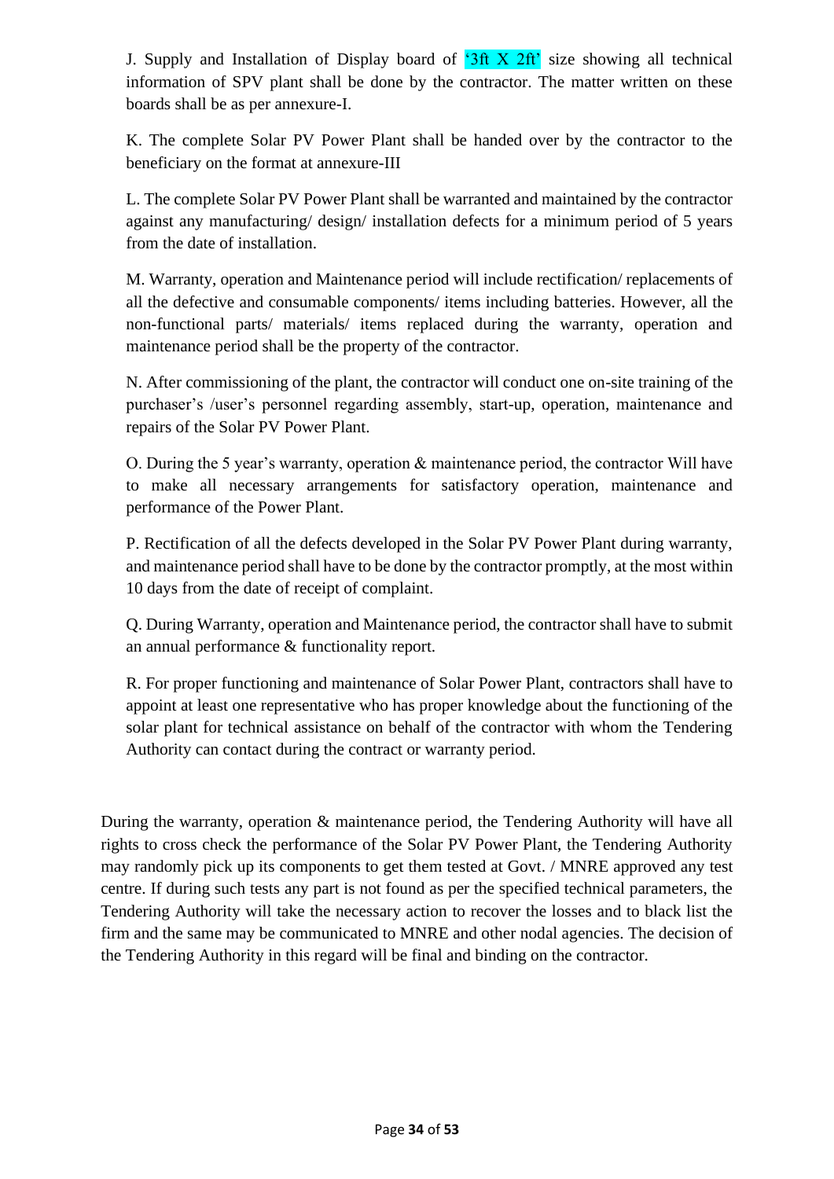J. Supply and Installation of Display board of '3ft X 2ft' size showing all technical information of SPV plant shall be done by the contractor. The matter written on these boards shall be as per annexure-I.

K. The complete Solar PV Power Plant shall be handed over by the contractor to the beneficiary on the format at annexure-III

L. The complete Solar PV Power Plant shall be warranted and maintained by the contractor against any manufacturing/ design/ installation defects for a minimum period of 5 years from the date of installation.

M. Warranty, operation and Maintenance period will include rectification/ replacements of all the defective and consumable components/ items including batteries. However, all the non-functional parts/ materials/ items replaced during the warranty, operation and maintenance period shall be the property of the contractor.

N. After commissioning of the plant, the contractor will conduct one on-site training of the purchaser's /user's personnel regarding assembly, start-up, operation, maintenance and repairs of the Solar PV Power Plant.

O. During the 5 year's warranty, operation & maintenance period, the contractor Will have to make all necessary arrangements for satisfactory operation, maintenance and performance of the Power Plant.

P. Rectification of all the defects developed in the Solar PV Power Plant during warranty, and maintenance period shall have to be done by the contractor promptly, at the most within 10 days from the date of receipt of complaint.

Q. During Warranty, operation and Maintenance period, the contractor shall have to submit an annual performance & functionality report.

R. For proper functioning and maintenance of Solar Power Plant, contractors shall have to appoint at least one representative who has proper knowledge about the functioning of the solar plant for technical assistance on behalf of the contractor with whom the Tendering Authority can contact during the contract or warranty period.

During the warranty, operation & maintenance period, the Tendering Authority will have all rights to cross check the performance of the Solar PV Power Plant, the Tendering Authority may randomly pick up its components to get them tested at Govt. / MNRE approved any test centre. If during such tests any part is not found as per the specified technical parameters, the Tendering Authority will take the necessary action to recover the losses and to black list the firm and the same may be communicated to MNRE and other nodal agencies. The decision of the Tendering Authority in this regard will be final and binding on the contractor.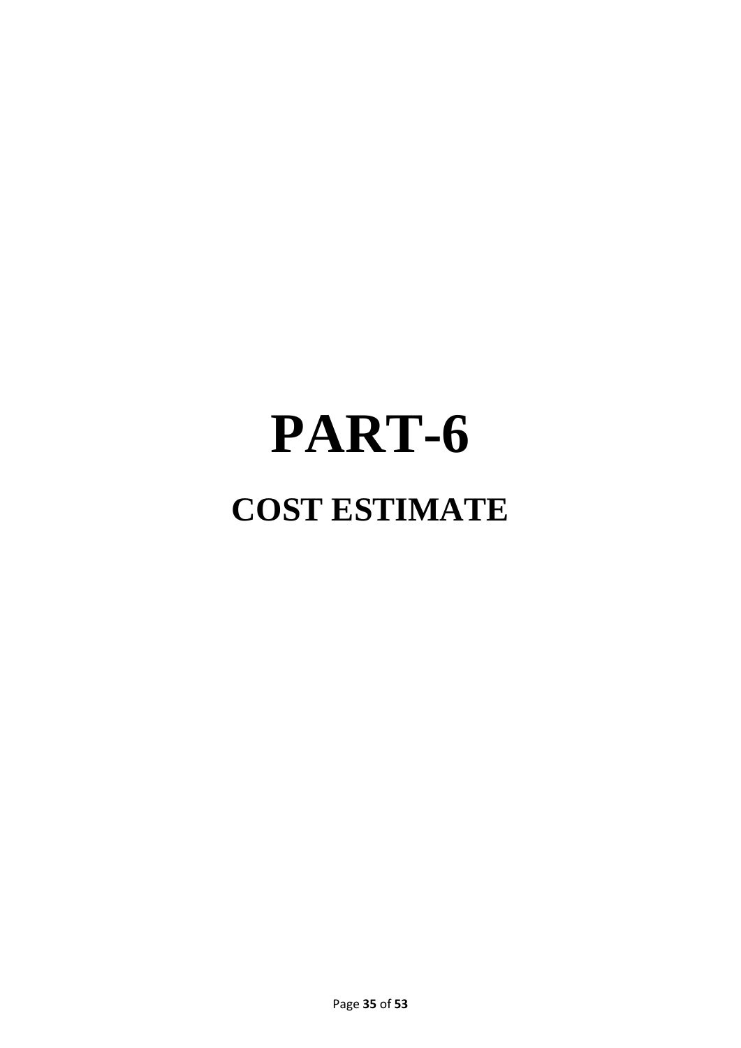# PART-6

## COST ESTIMATE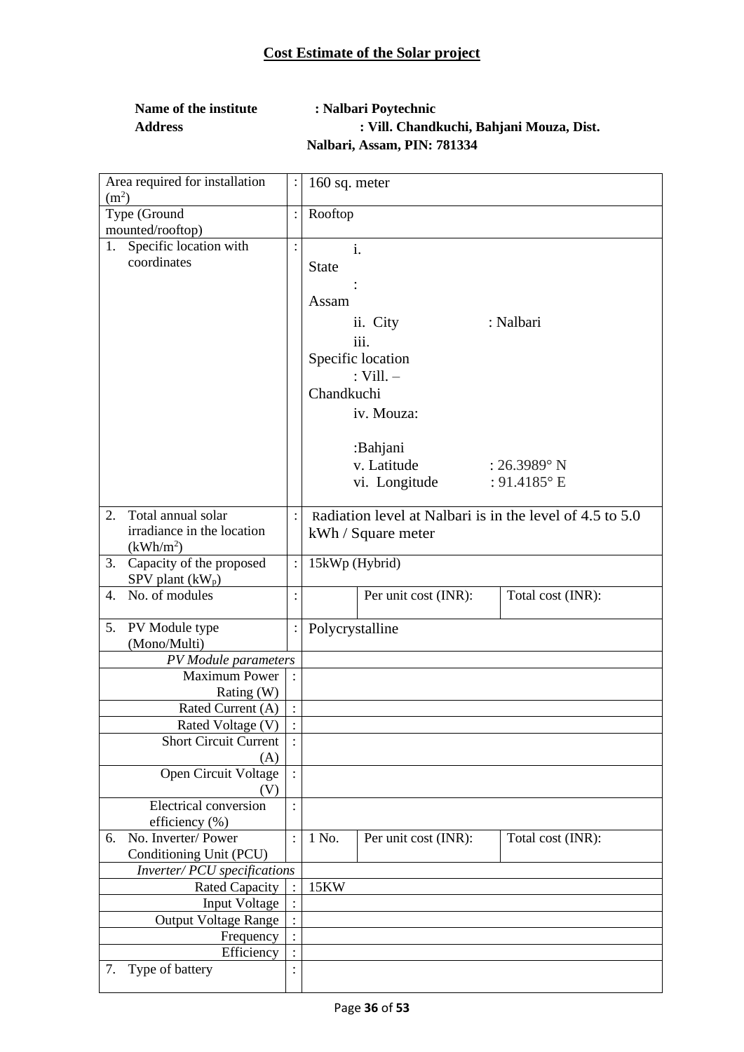## Cost Estimate of the Solar project

**Name of the institute : Nalbari Poytechnic**

**Address : Vill. Chandkuchi, Bahjani Mouza, Dist. Nalbari, Assam, PIN: 781334**

| | | | | |
|---|---|---|---|---|
| Area required for installation ($m^2$) | : | 160 sq. meter | | |
| Type (Ground mounted/rooftop) | : | Rooftop | | |
| 1. Specific location with coordinates | : | i. State : Assam<br>ii. City : Nalbari<br>iii. Specific location : Vill. – Chandkuchi<br>iv. Mouza: :Bahjani<br>v. Latitude : 26.3989° N<br>vi. Longitude : 91.4185° E | | |
| 2. Total annual solar irradiance in the location ($kWh/m^2$) | : | Radiation level at Nalbari is in the level of 4.5 to 5.0 kWh / Square meter | | |
| 3. Capacity of the proposed SPV plant ($kW_p$) | : | 15kWp (Hybrid) | | |
| 4. No. of modules | : | | Per unit cost (INR): | Total cost (INR): |
| 5. PV Module type (Mono/Multi) | : | Polycrystalline | | |
| *PV Module parameters* | | | | |
| Maximum Power Rating (W) | : | | | |
| Rated Current (A) | : | | | |
| Rated Voltage (V) | : | | | |
| Short Circuit Current (A) | : | | | |
| Open Circuit Voltage (V) | : | | | |
| Electrical conversion efficiency (%) | : | | | |
| 6. No. Inverter/ Power Conditioning Unit (PCU) | : | 1 No. | Per unit cost (INR): | Total cost (INR): |
| *Inverter/ PCU specifications* | | | | |
| Rated Capacity | : | 15KW | | |
| Input Voltage | : | | | |
| Output Voltage Range | : | | | |
| Frequency | : | | | |
| Efficiency | : | | | |
| 7. Type of battery | : | | | |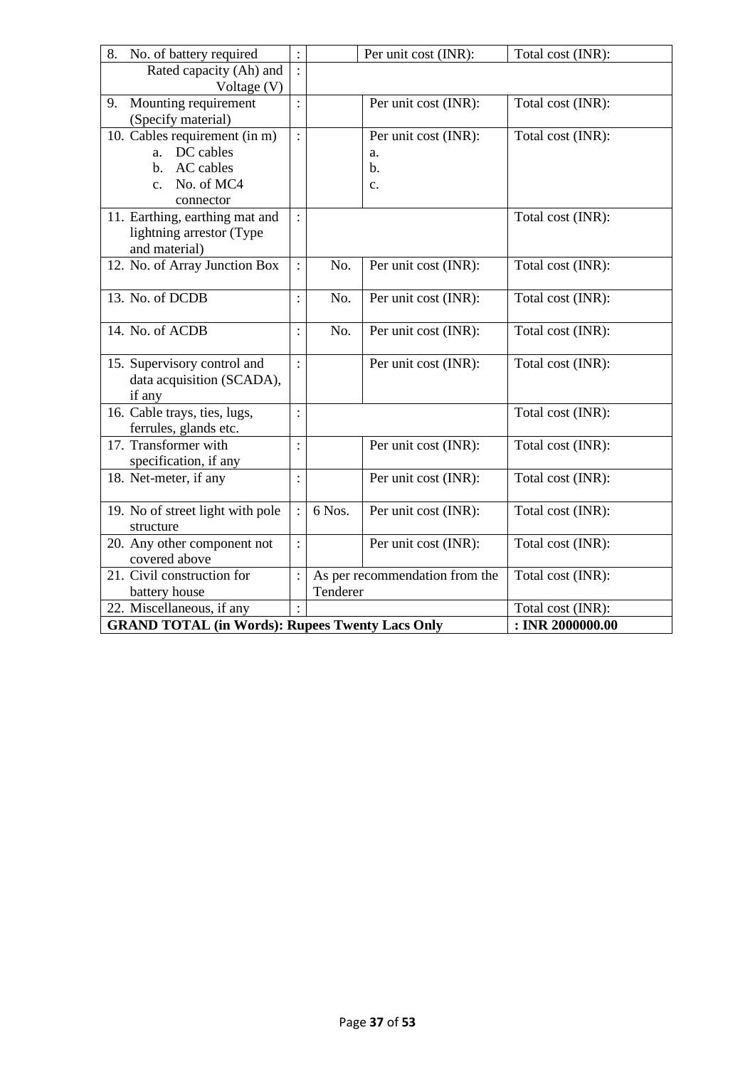| 8. No. of battery required | : | | Per unit cost (INR): | Total cost (INR): |
|---|---|---|---|---|
| Rated capacity (Ah) and Voltage (V) | : | | | |
| 9. Mounting requirement (Specify material) | : | | Per unit cost (INR): | Total cost (INR): |
| 10. Cables requirement (in m)<br>a. DC cables<br>b. AC cables<br>c. No. of MC4 connector | : | | Per unit cost (INR):<br>a.<br>b.<br>c. | Total cost (INR): |
| 11. Earthing, earthing mat and lightning arrestor (Type and material) | : | | | Total cost (INR): |
| 12. No. of Array Junction Box | : | No. | Per unit cost (INR): | Total cost (INR): |
| 13. No. of DCDB | : | No. | Per unit cost (INR): | Total cost (INR): |
| 14. No. of ACDB | : | No. | Per unit cost (INR): | Total cost (INR): |
| 15. Supervisory control and data acquisition (SCADA), if any | : | | Per unit cost (INR): | Total cost (INR): |
| 16. Cable trays, ties, lugs, ferrules, glands etc. | : | | | Total cost (INR): |
| 17. Transformer with specification, if any | : | | Per unit cost (INR): | Total cost (INR): |
| 18. Net-meter, if any | : | | Per unit cost (INR): | Total cost (INR): |
| 19. No of street light with pole structure | : | 6 Nos. | Per unit cost (INR): | Total cost (INR): |
| 20. Any other component not covered above | : | | Per unit cost (INR): | Total cost (INR): |
| 21. Civil construction for battery house | : | As per recommendation from the Tenderer | | Total cost (INR): |
| 22. Miscellaneous, if any | : | | | Total cost (INR): |
| **GRAND TOTAL (in Words): Rupees Twenty Lacs Only** | | | | **: INR 2000000.00** |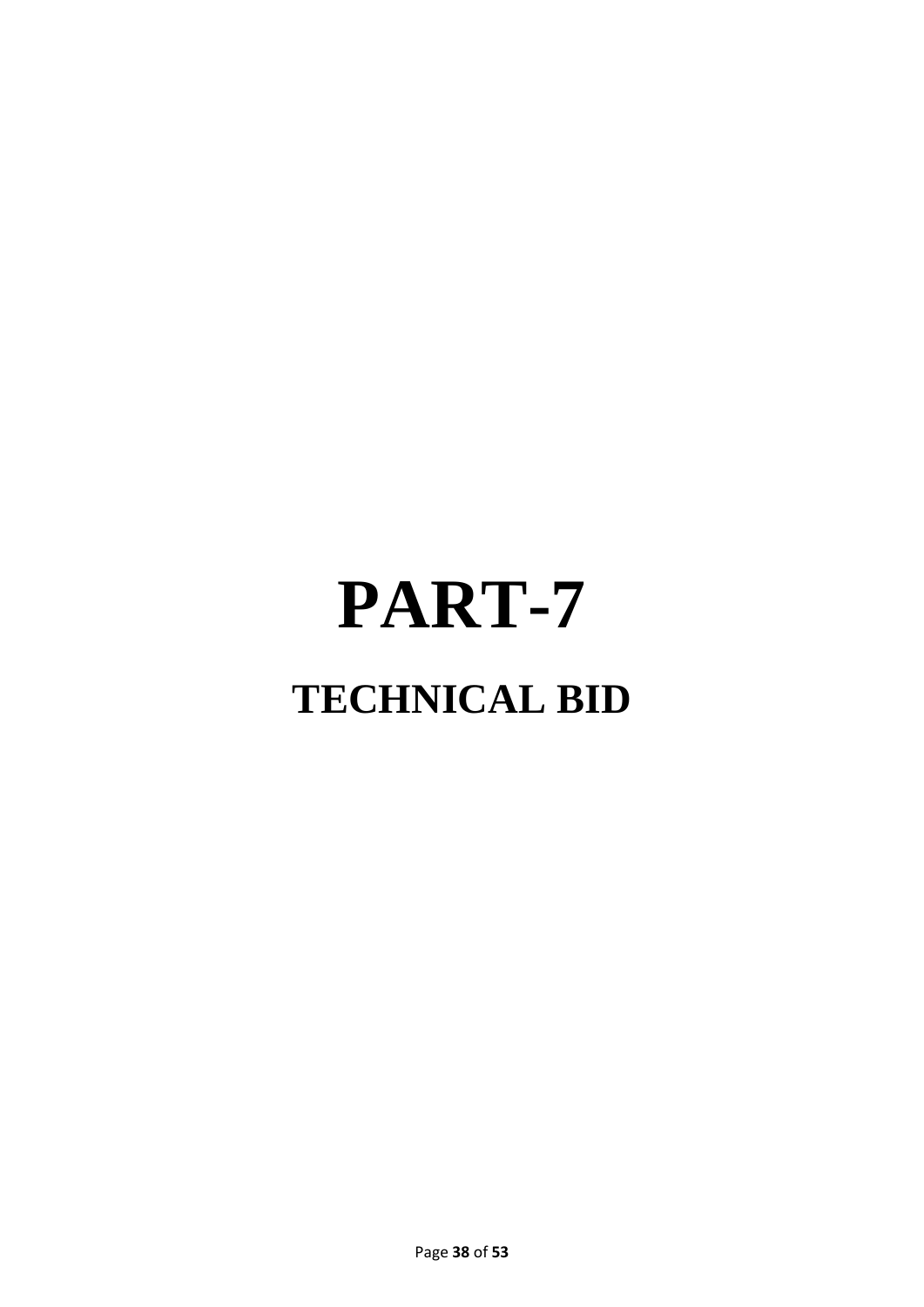# PART-7

## TECHNICAL BID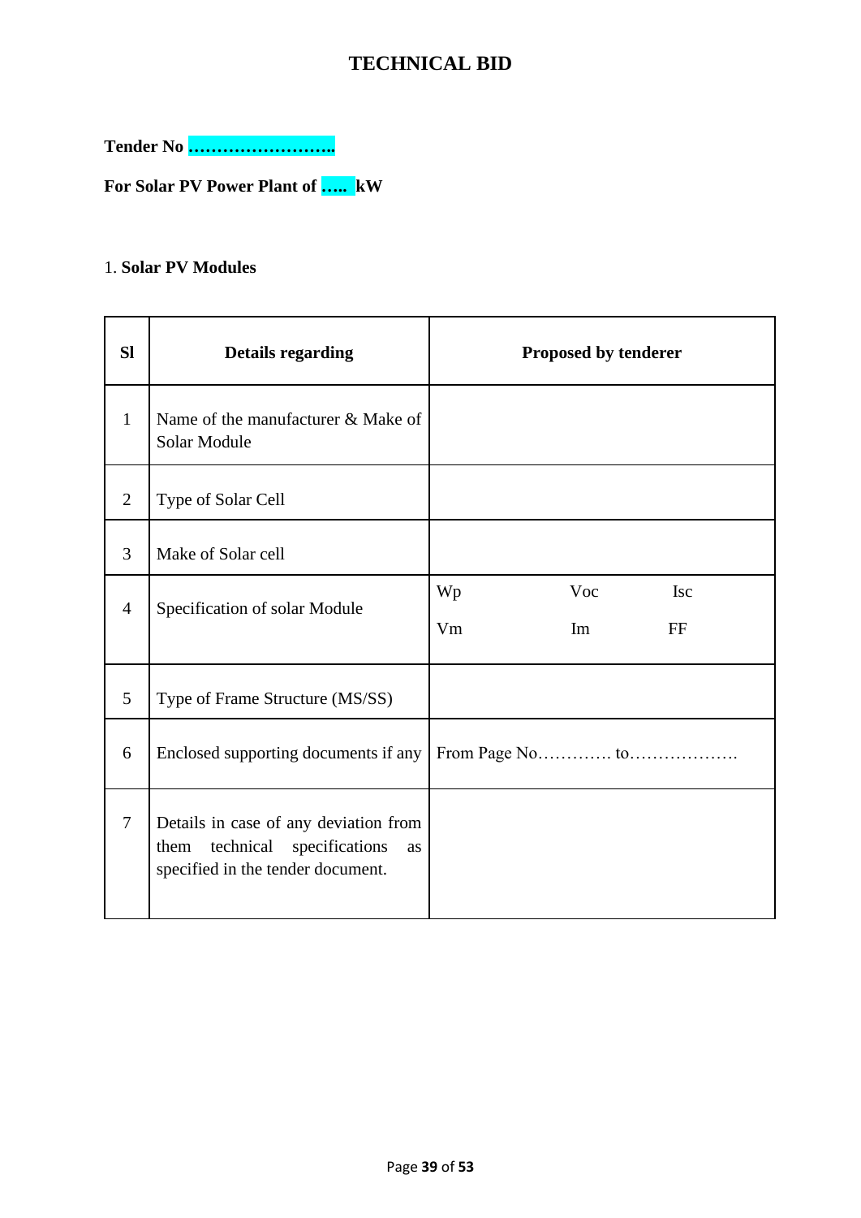# TECHNICAL BID

**Tender No ……………………..**

**For Solar PV Power Plant of ….. kW**

1. **Solar PV Modules**

| **Sl** | **Details regarding** | **Proposed by tenderer** |
|---|---|---|
| 1 | Name of the manufacturer & Make of Solar Module | |
| 2 | Type of Solar Cell | |
| 3 | Make of Solar cell | |
| 4 | Specification of solar Module | Wp Voc Isc<br>Vm Im FF |
| 5 | Type of Frame Structure (MS/SS) | |
| 6 | Enclosed supporting documents if any | From Page No…………. to………………. |
| 7 | Details in case of any deviation from them technical specifications as specified in the tender document. | |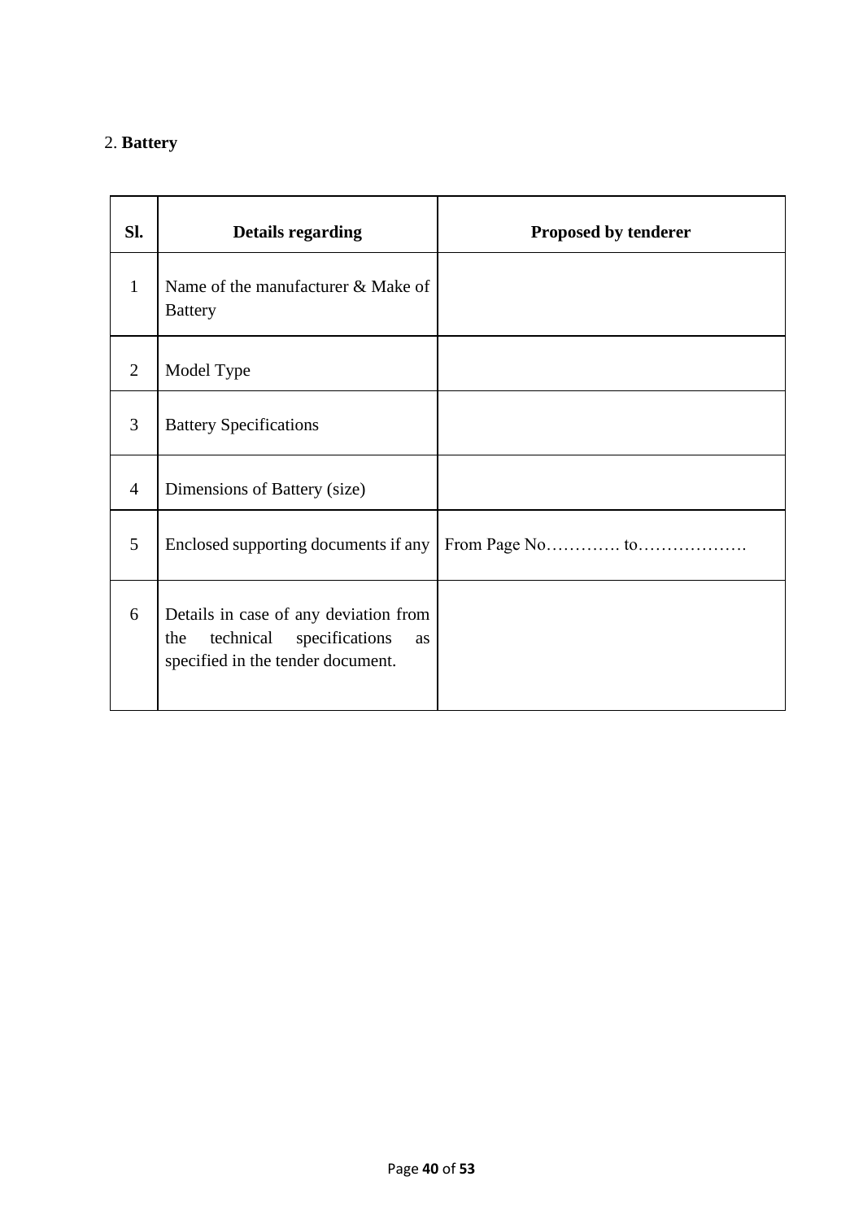2. **Battery**

| Sl. | Details regarding | Proposed by tenderer |
|---|---|---|
| 1 | Name of the manufacturer & Make of Battery | |
| 2 | Model Type | |
| 3 | Battery Specifications | |
| 4 | Dimensions of Battery (size) | |
| 5 | Enclosed supporting documents if any | From Page No…………. to………………. |
| 6 | Details in case of any deviation from the technical specifications as specified in the tender document. | |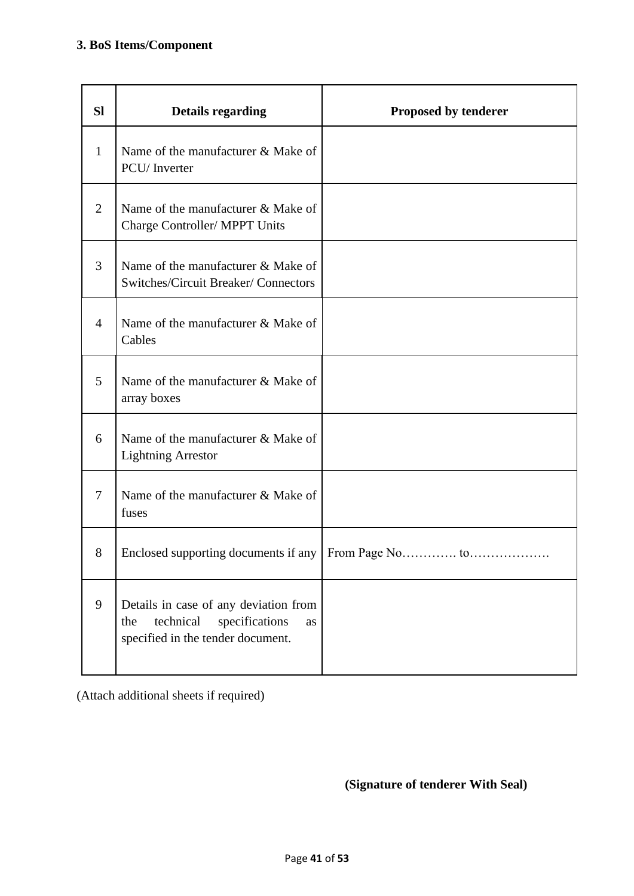### 3. BoS Items/Component

| Sl | Details regarding | Proposed by tenderer |
|---|---|---|
| 1 | Name of the manufacturer & Make of PCU/ Inverter | |
| 2 | Name of the manufacturer & Make of Charge Controller/ MPPT Units | |
| 3 | Name of the manufacturer & Make of Switches/Circuit Breaker/ Connectors | |
| 4 | Name of the manufacturer & Make of Cables | |
| 5 | Name of the manufacturer & Make of array boxes | |
| 6 | Name of the manufacturer & Make of Lightning Arrestor | |
| 7 | Name of the manufacturer & Make of fuses | |
| 8 | Enclosed supporting documents if any | From Page No…………. to………………. |
| 9 | Details in case of any deviation from the technical specifications as specified in the tender document. | |

(Attach additional sheets if required)

**(Signature of tenderer With Seal)**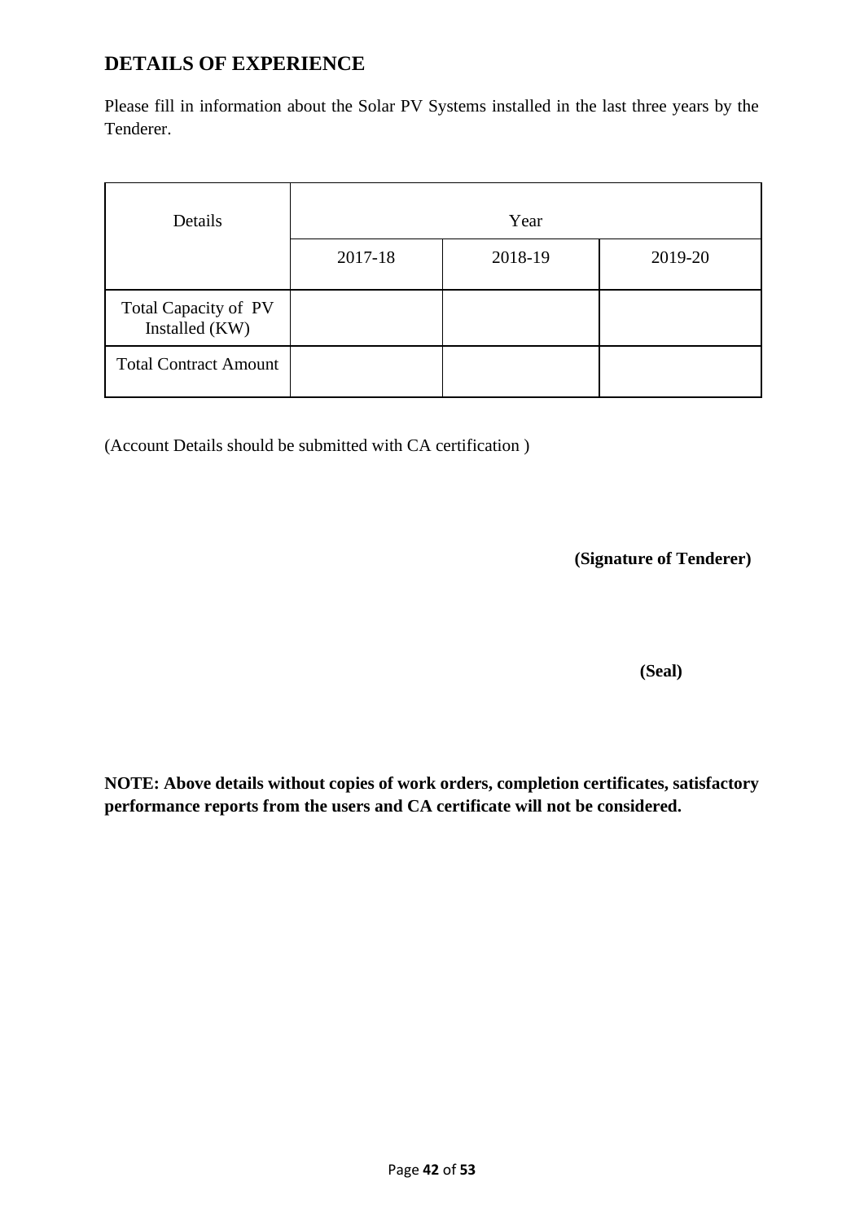## DETAILS OF EXPERIENCE

Please fill in information about the Solar PV Systems installed in the last three years by the Tenderer.

| Details | Year | | |
|---|---|---|---|
| | 2017-18 | 2018-19 | 2019-20 |
| Total Capacity of PV Installed (KW) | | | |
| Total Contract Amount | | | |

(Account Details should be submitted with CA certification )

**(Signature of Tenderer)**

**(Seal)**

**NOTE: Above details without copies of work orders, completion certificates, satisfactory performance reports from the users and CA certificate will not be considered.**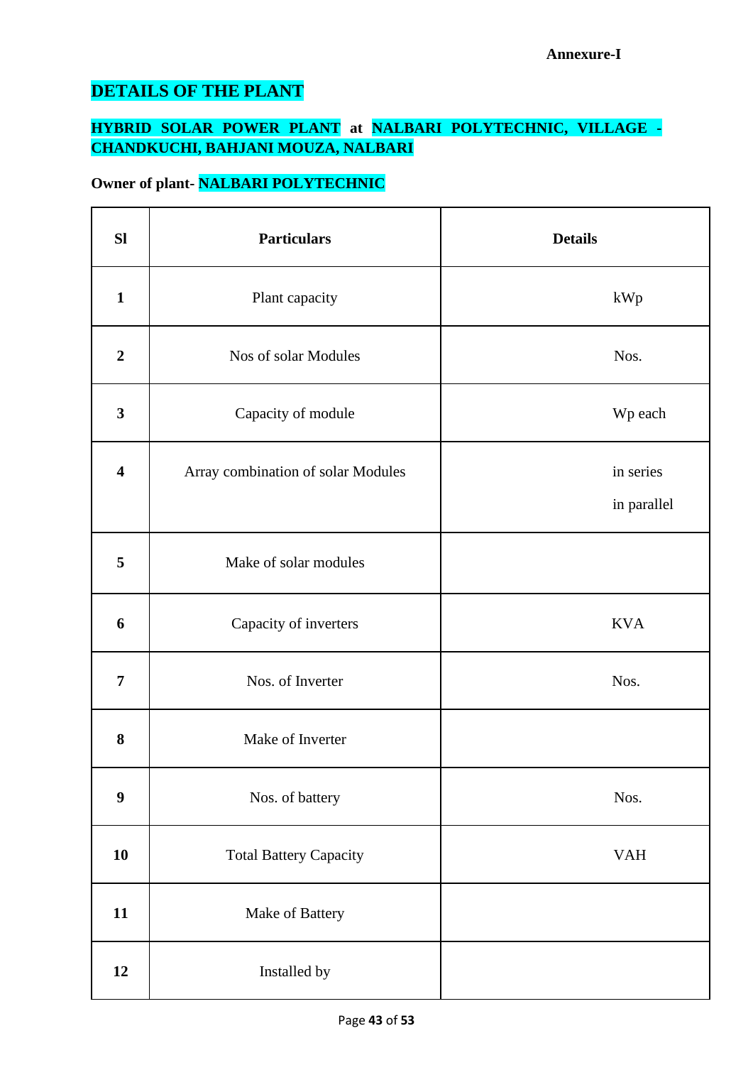**Annexure-I**

## DETAILS OF THE PLANT

### HYBRID SOLAR POWER PLANT at NALBARI POLYTECHNIC, VILLAGE - CHANDKUCHI, BAHJANI MOUZA, NALBARI

**Owner of plant- NALBARI POLYTECHNIC**

| Sl | Particulars | Details |
|---|---|---|
| **1** | Plant capacity | kWp |
| **2** | Nos of solar Modules | Nos. |
| **3** | Capacity of module | Wp each |
| **4** | Array combination of solar Modules | in series<br>in parallel |
| **5** | Make of solar modules | |
| **6** | Capacity of inverters | KVA |
| **7** | Nos. of Inverter | Nos. |
| **8** | Make of Inverter | |
| **9** | Nos. of battery | Nos. |
| **10** | Total Battery Capacity | VAH |
| **11** | Make of Battery | |
| **12** | Installed by | |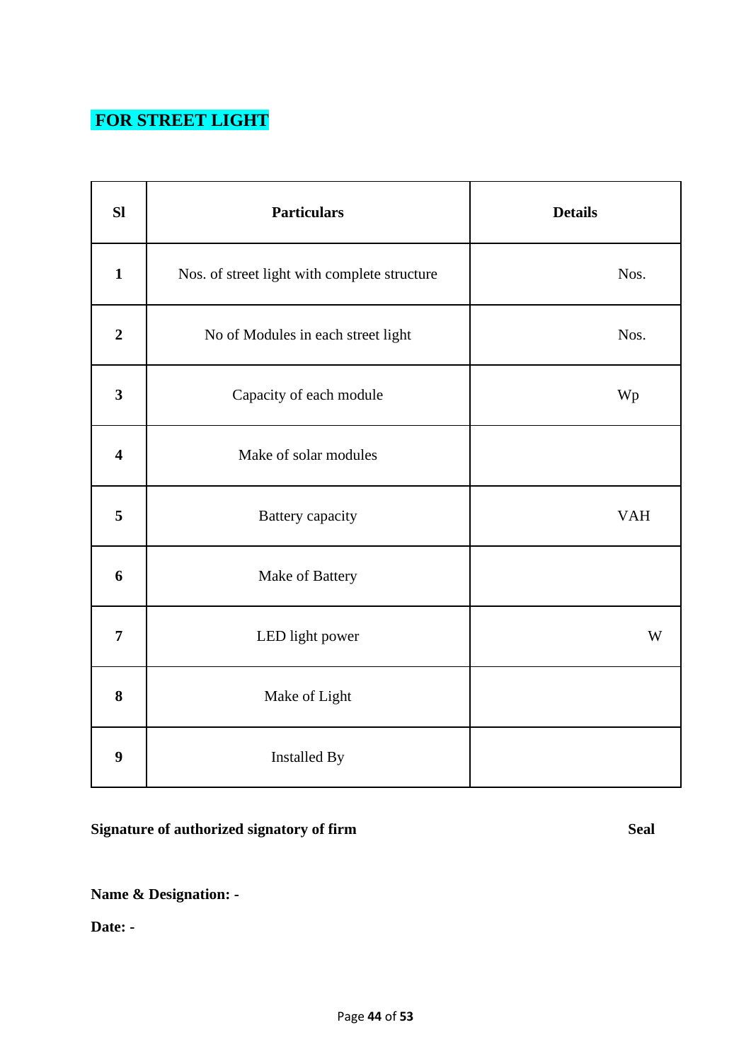**FOR STREET LIGHT**

| Sl | Particulars | Details |
|---|---|---|
| **1** | Nos. of street light with complete structure | Nos. |
| **2** | No of Modules in each street light | Nos. |
| **3** | Capacity of each module | Wp |
| **4** | Make of solar modules | |
| **5** | Battery capacity | VAH |
| **6** | Make of Battery | |
| **7** | LED light power | W |
| **8** | Make of Light | |
| **9** | Installed By | |

**Signature of authorized signatory of firm** **Seal**

**Name & Designation: -**

**Date: -**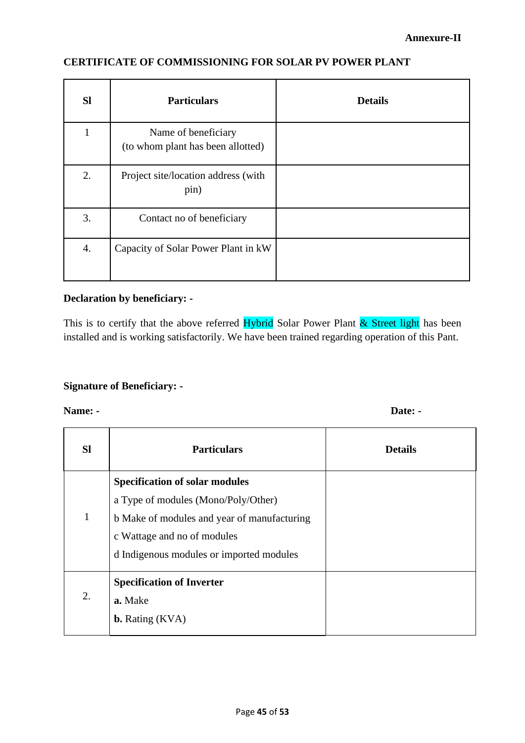**Annexure-II**

## CERTIFICATE OF COMMISSIONING FOR SOLAR PV POWER PLANT

| Sl | Particulars | Details |
|---|---|---|
| 1 | Name of beneficiary (to whom plant has been allotted) | |
| 2. | Project site/location address (with pin) | |
| 3. | Contact no of beneficiary | |
| 4. | Capacity of Solar Power Plant in kW | |

**Declaration by beneficiary: -**

This is to certify that the above referred Hybrid Solar Power Plant & Street light has been installed and is working satisfactorily. We have been trained regarding operation of this Pant.

**Signature of Beneficiary: -**

**Name: -** **Date: -**

| Sl | Particulars | Details |
|---|---|---|
| 1 | **Specification of solar modules**<br>a Type of modules (Mono/Poly/Other)<br>b Make of modules and year of manufacturing<br>c Wattage and no of modules<br>d Indigenous modules or imported modules | |
| 2. | **Specification of Inverter**<br>**a.** Make<br>**b.** Rating (KVA) | |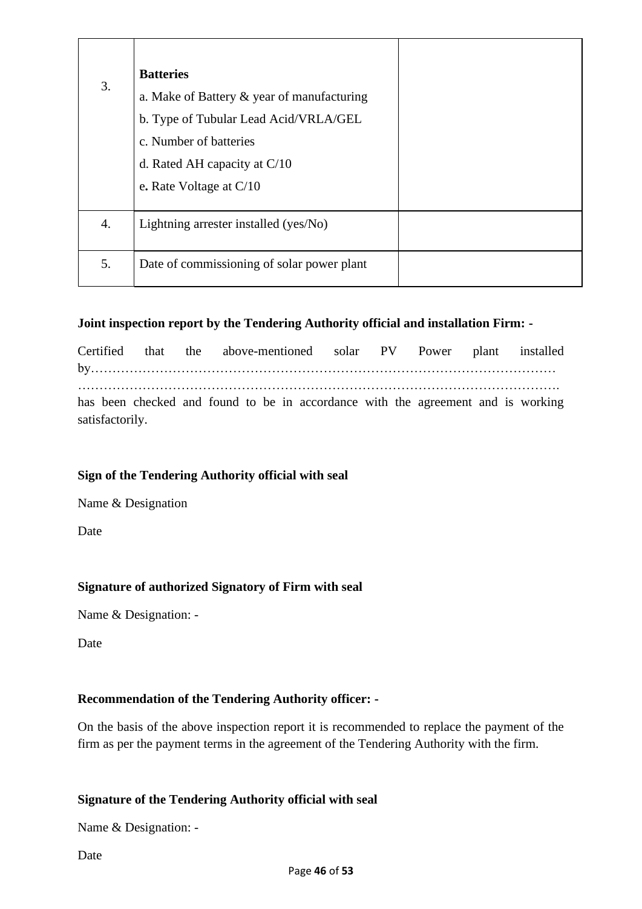| | | |
|---|---|---|
| 3. | **Batteries**<br>a. Make of Battery & year of manufacturing<br>b. Type of Tubular Lead Acid/VRLA/GEL<br>c. Number of batteries<br>d. Rated AH capacity at C/10<br>e. Rate Voltage at C/10 | |
| 4. | Lightning arrester installed (yes/No) | |
| 5. | Date of commissioning of solar power plant | |

**Joint inspection report by the Tendering Authority official and installation Firm: -**

Certified that the above-mentioned solar PV Power plant installed by…………………………………………………………………………………………… ………………………………………………………………………………………………. has been checked and found to be in accordance with the agreement and is working satisfactorily.

**Sign of the Tendering Authority official with seal**

Name & Designation

Date

**Signature of authorized Signatory of Firm with seal**

Name & Designation: -

Date

**Recommendation of the Tendering Authority officer: -**

On the basis of the above inspection report it is recommended to replace the payment of the firm as per the payment terms in the agreement of the Tendering Authority with the firm.

**Signature of the Tendering Authority official with seal**

Name & Designation: -

Date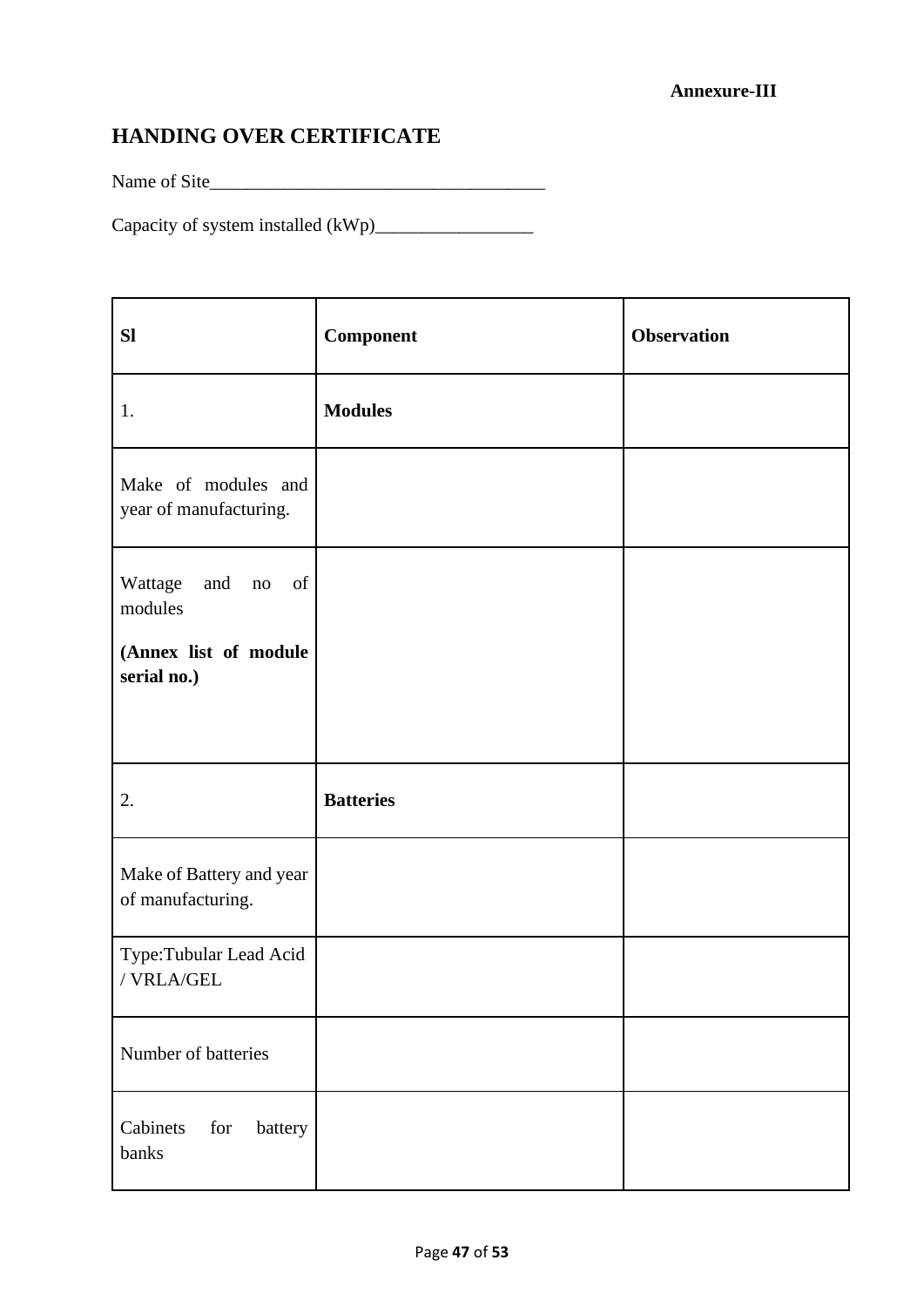**Annexure-III**

## HANDING OVER CERTIFICATE

Name of Site____________________________________

Capacity of system installed (kWp)_________________

| Sl | Component | Observation |
|---|---|---|
| 1. | **Modules** | |
| Make of modules and year of manufacturing. | | |
| Wattage and no of modules<br><br>**(Annex list of module serial no.)** | | |
| 2. | **Batteries** | |
| Make of Battery and year of manufacturing. | | |
| Type:Tubular Lead Acid / VRLA/GEL | | |
| Number of batteries | | |
| Cabinets for battery banks | | |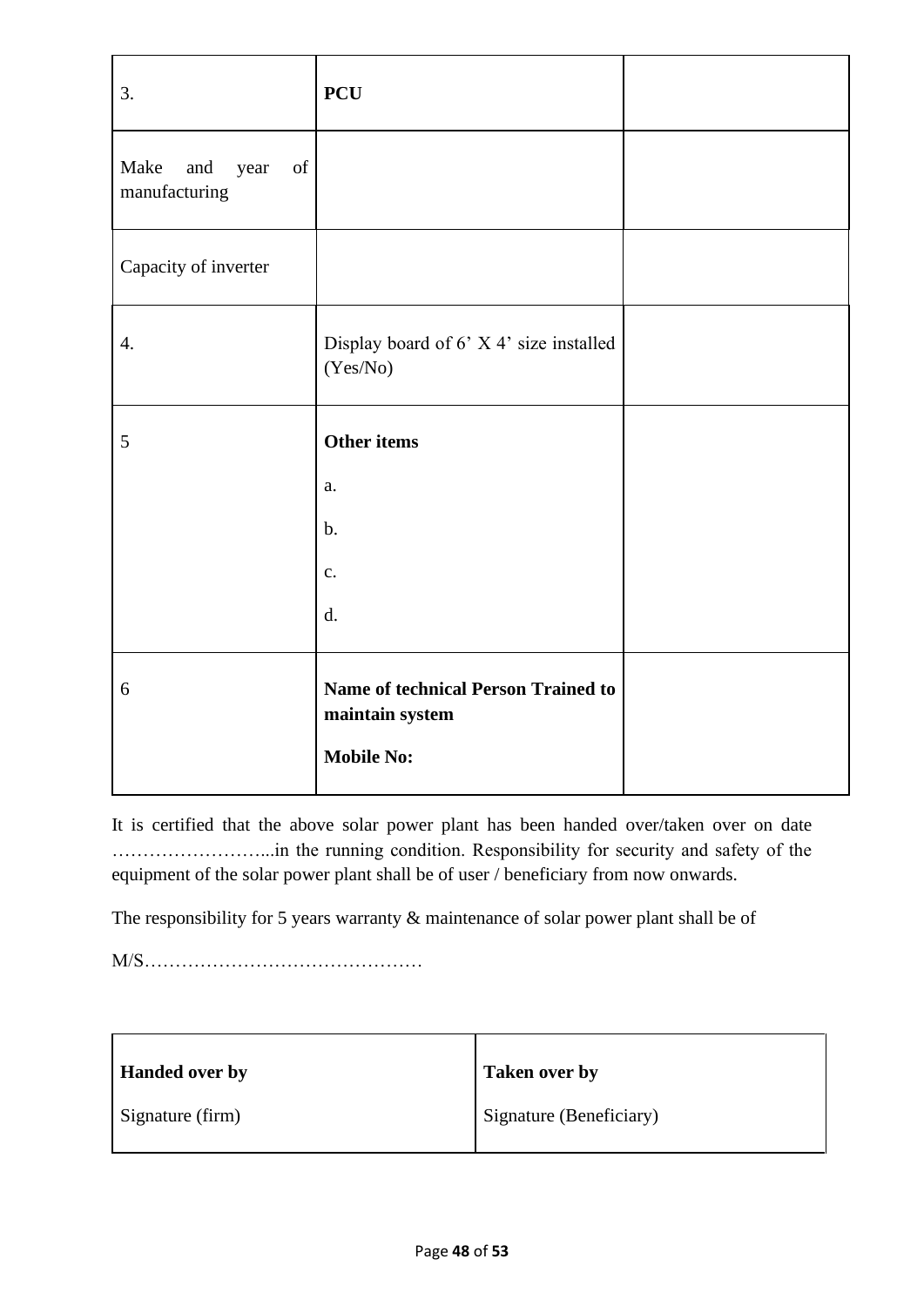| 3. | **PCU** | |
|---|---|---|
| Make and year of manufacturing | | |
| Capacity of inverter | | |
| 4. | Display board of 6' X 4' size installed (Yes/No) | |
| 5 | **Other items**<br>a.<br>b.<br>c.<br>d. | |
| 6 | **Name of technical Person Trained to maintain system**<br>**Mobile No:** | |

It is certified that the above solar power plant has been handed over/taken over on date ……………………...in the running condition. Responsibility for security and safety of the equipment of the solar power plant shall be of user / beneficiary from now onwards.

The responsibility for 5 years warranty & maintenance of solar power plant shall be of

M/S………………………………………

| **Handed over by** | **Taken over by** |
|---|---|
| Signature (firm) | Signature (Beneficiary) |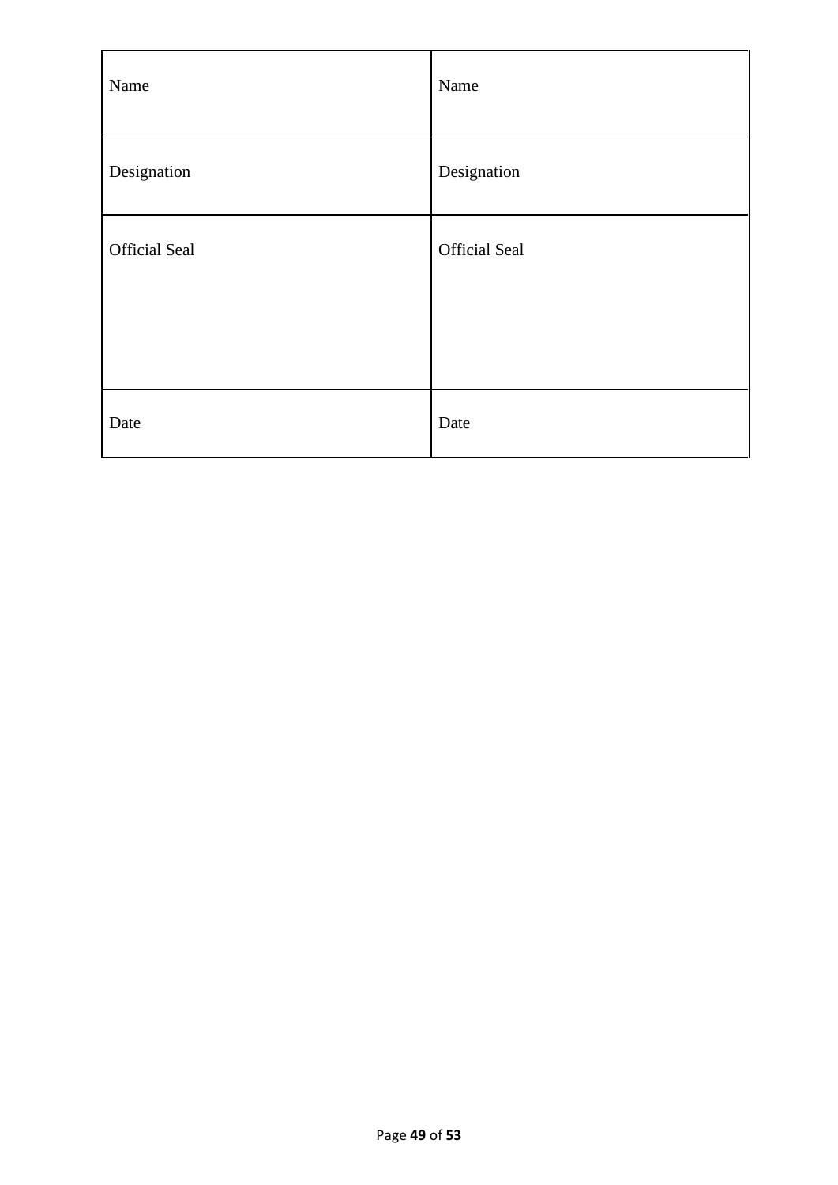| Name | Name |
|---|---|
| Designation | Designation |
| Official Seal | Official Seal |
| Date | Date |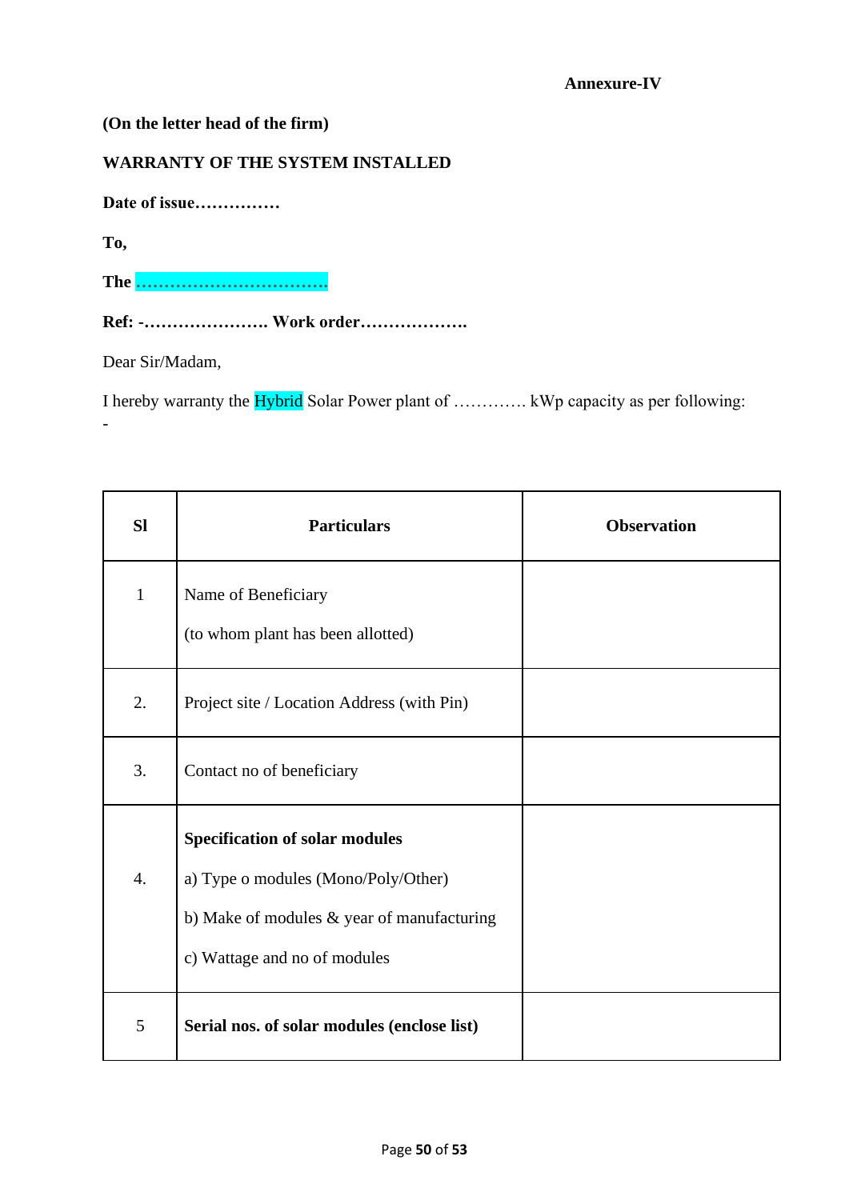**Annexure-IV**

**(On the letter head of the firm)**

**WARRANTY OF THE SYSTEM INSTALLED**

**Date of issue……………**

**To,**

**The ……………………………….**

**Ref: -…………………. Work order……………….**

Dear Sir/Madam,

I hereby warranty the Hybrid Solar Power plant of …………. kWp capacity as per following: -

| Sl | Particulars | Observation |
|---|---|---|
| 1 | Name of Beneficiary<br>(to whom plant has been allotted) | |
| 2. | Project site / Location Address (with Pin) | |
| 3. | Contact no of beneficiary | |
| 4. | **Specification of solar modules**<br>a) Type o modules (Mono/Poly/Other)<br>b) Make of modules & year of manufacturing<br>c) Wattage and no of modules | |
| 5 | **Serial nos. of solar modules (enclose list)** | |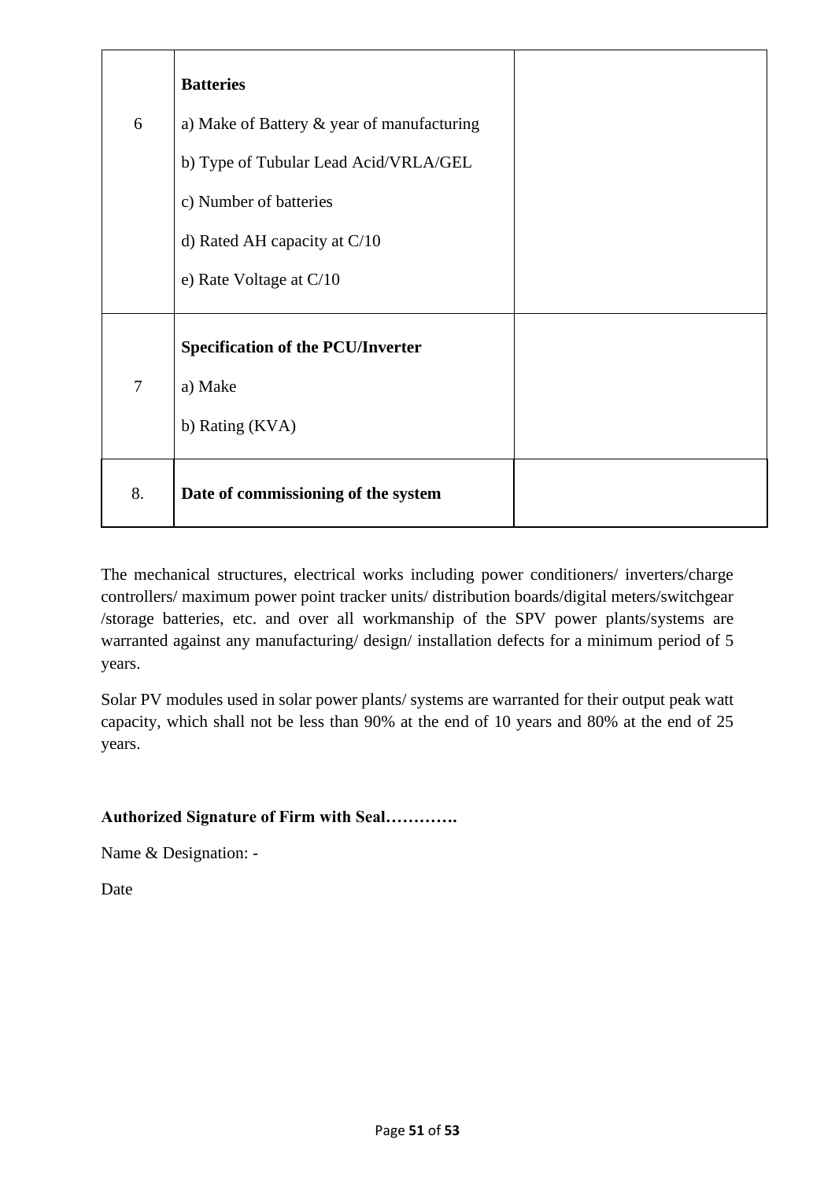| | | |
|---|---|---|
| 6 | **Batteries**<br>a) Make of Battery & year of manufacturing<br>b) Type of Tubular Lead Acid/VRLA/GEL<br>c) Number of batteries<br>d) Rated AH capacity at C/10<br>e) Rate Voltage at C/10 | |
| 7 | **Specification of the PCU/Inverter**<br>a) Make<br>b) Rating (KVA) | |
| 8. | **Date of commissioning of the system** | |

The mechanical structures, electrical works including power conditioners/ inverters/charge controllers/ maximum power point tracker units/ distribution boards/digital meters/switchgear /storage batteries, etc. and over all workmanship of the SPV power plants/systems are warranted against any manufacturing/ design/ installation defects for a minimum period of 5 years.

Solar PV modules used in solar power plants/ systems are warranted for their output peak watt capacity, which shall not be less than 90% at the end of 10 years and 80% at the end of 25 years.

**Authorized Signature of Firm with Seal………….**

Name & Designation: -

Date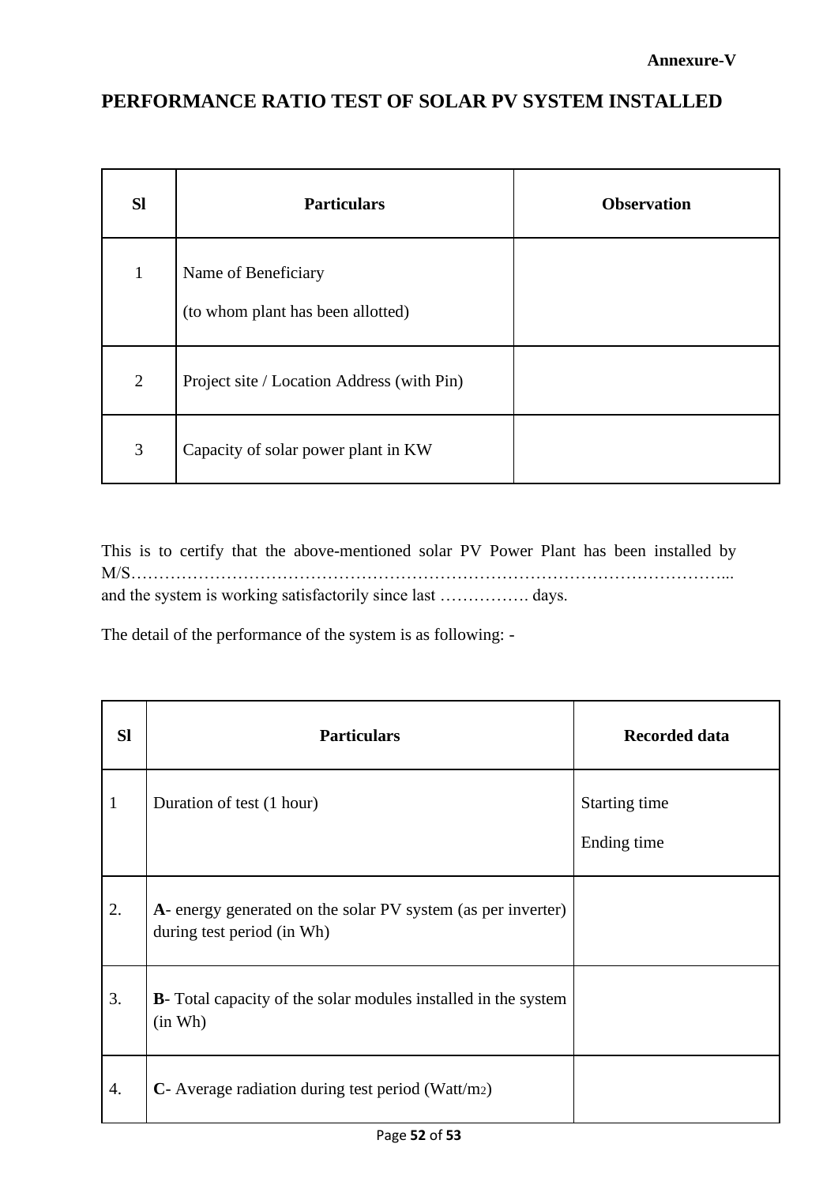**Annexure-V**

# PERFORMANCE RATIO TEST OF SOLAR PV SYSTEM INSTALLED

| Sl | Particulars | Observation |
|---|---|---|
| 1 | Name of Beneficiary<br>(to whom plant has been allotted) | |
| 2 | Project site / Location Address (with Pin) | |
| 3 | Capacity of solar power plant in KW | |

This is to certify that the above-mentioned solar PV Power Plant has been installed by M/S………………………………………………………………………………………….. and the system is working satisfactorily since last ……………. days.

The detail of the performance of the system is as following: -

| Sl | Particulars | Recorded data |
|---|---|---|
| 1 | Duration of test (1 hour) | Starting time<br>Ending time |
| 2. | **A**- energy generated on the solar PV system (as per inverter) during test period (in Wh) | |
| 3. | **B**- Total capacity of the solar modules installed in the system (in Wh) | |
| 4. | **C**- Average radiation during test period (Watt/$m^2$) | |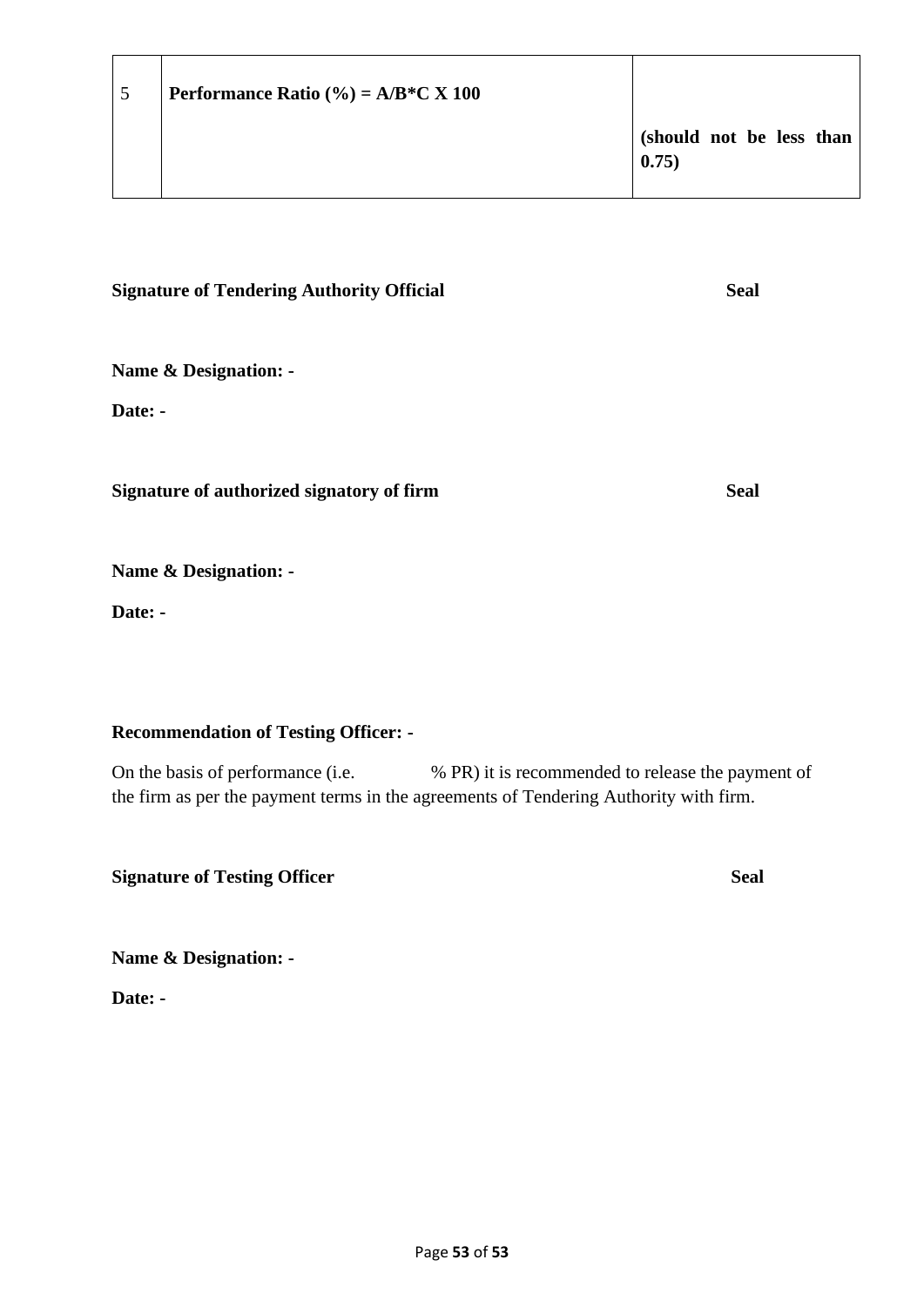| | | |
|---|---|---|
| 5 | **Performance Ratio (%) = A/B*C X 100** | **(should not be less than 0.75)** |

**Signature of Tendering Authority Official** **Seal**

**Name & Designation: -**

**Date: -**

**Signature of authorized signatory of firm** **Seal**

**Name & Designation: -**

**Date: -**

**Recommendation of Testing Officer: -**

On the basis of performance (i.e. % PR) it is recommended to release the payment of the firm as per the payment terms in the agreements of Tendering Authority with firm.

**Signature of Testing Officer** **Seal**

**Name & Designation: -**

**Date: -**